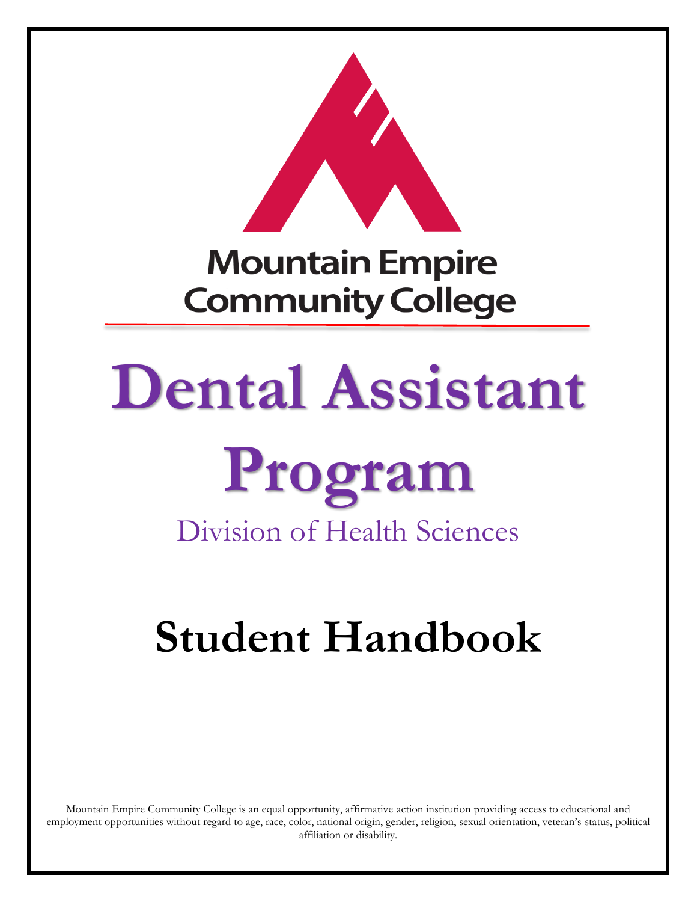**Mountain Empire Community College**

# Dental Assistant Program

## Division of Health Sciences

# Student Handbook

Mountain Empire Community College is an equal opportunity, affirmative action institution providing access to educational and employment opportunities without regard to age, race, color, national origin, gender, religion, sexual orientation, veteran's status, political affiliation or disability.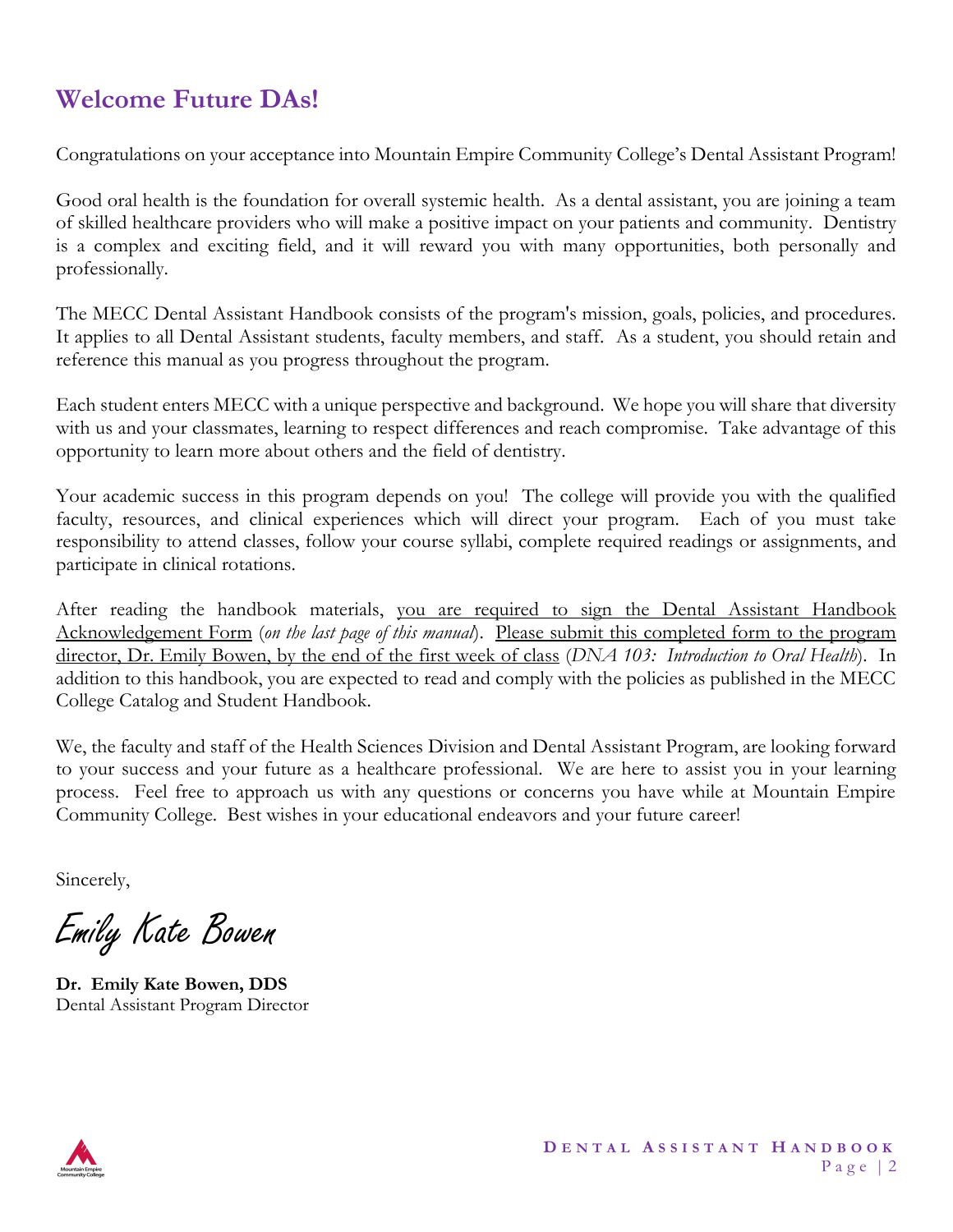## Welcome Future DAs!

Congratulations on your acceptance into Mountain Empire Community College's Dental Assistant Program!

Good oral health is the foundation for overall systemic health. As a dental assistant, you are joining a team of skilled healthcare providers who will make a positive impact on your patients and community. Dentistry is a complex and exciting field, and it will reward you with many opportunities, both personally and professionally.

The MECC Dental Assistant Handbook consists of the program's mission, goals, policies, and procedures. It applies to all Dental Assistant students, faculty members, and staff. As a student, you should retain and reference this manual as you progress throughout the program.

Each student enters MECC with a unique perspective and background. We hope you will share that diversity with us and your classmates, learning to respect differences and reach compromise. Take advantage of this opportunity to learn more about others and the field of dentistry.

Your academic success in this program depends on you! The college will provide you with the qualified faculty, resources, and clinical experiences which will direct your program. Each of you must take responsibility to attend classes, follow your course syllabi, complete required readings or assignments, and participate in clinical rotations.

After reading the handbook materials, <u>you are required to sign the Dental Assistant Handbook Acknowledgement Form</u> (*on the last page of this manual*). <u>Please submit this completed form to the program director, Dr. Emily Bowen, by the end of the first week of class</u> (*DNA 103: Introduction to Oral Health*). In addition to this handbook, you are expected to read and comply with the policies as published in the MECC College Catalog and Student Handbook.

We, the faculty and staff of the Health Sciences Division and Dental Assistant Program, are looking forward to your success and your future as a healthcare professional. We are here to assist you in your learning process. Feel free to approach us with any questions or concerns you have while at Mountain Empire Community College. Best wishes in your educational endeavors and your future career!

Sincerely,

*Emily Kate Bowen*

**Dr. Emily Kate Bowen, DDS**
Dental Assistant Program Director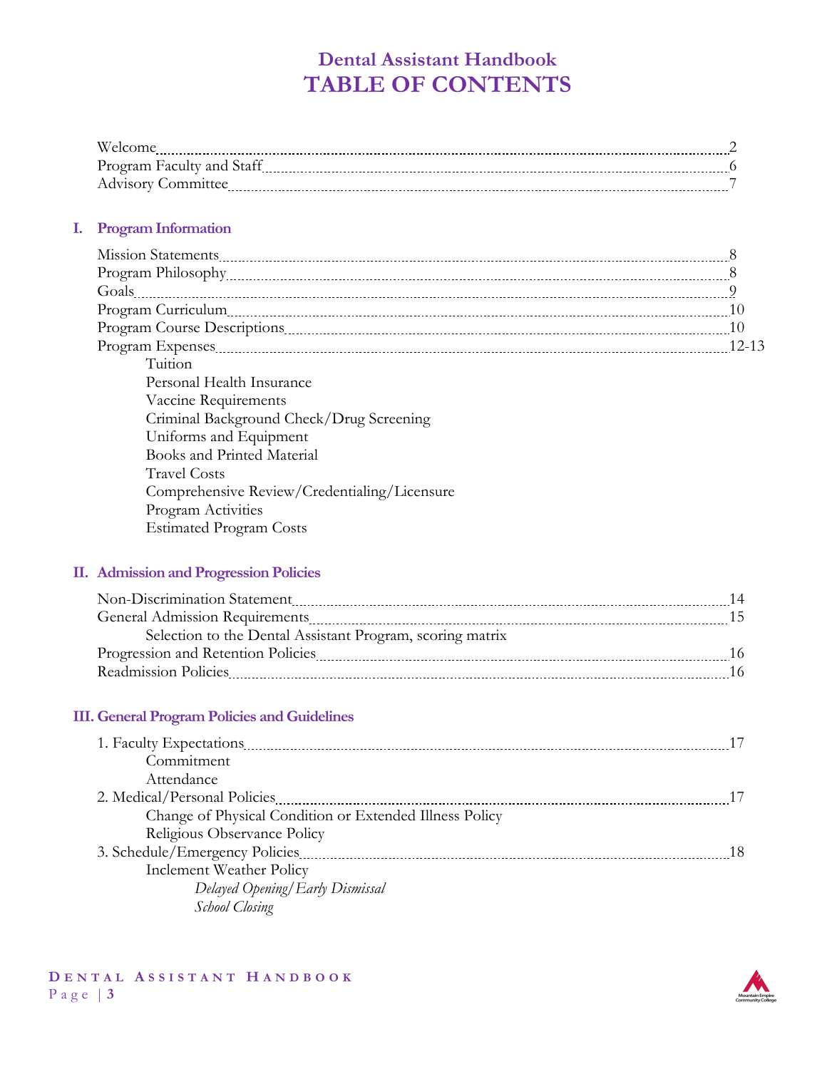# Dental Assistant Handbook
# TABLE OF CONTENTS

Welcome ........ 2
Program Faculty and Staff ........ 6
Advisory Committee ........ 7

## I. Program Information

Mission Statements ........ 8
Program Philosophy ........ 8
Goals ........ 9
Program Curriculum ........ 10
Program Course Descriptions ........ 10
Program Expenses ........ 12-13
- Tuition
- Personal Health Insurance
- Vaccine Requirements
- Criminal Background Check/Drug Screening
- Uniforms and Equipment
- Books and Printed Material
- Travel Costs
- Comprehensive Review/Credentialing/Licensure
- Program Activities
- Estimated Program Costs

## II. Admission and Progression Policies

Non-Discrimination Statement ........ 14
General Admission Requirements ........ 15
- Selection to the Dental Assistant Program, scoring matrix

Progression and Retention Policies ........ 16
Readmission Policies ........ 16

## III. General Program Policies and Guidelines

1. Faculty Expectations ........ 17
   - Commitment
   - Attendance
2. Medical/Personal Policies ........ 17
   - Change of Physical Condition or Extended Illness Policy
   - Religious Observance Policy
3. Schedule/Emergency Policies ........ 18
   - Inclement Weather Policy
     - *Delayed Opening/Early Dismissal*
     - *School Closing*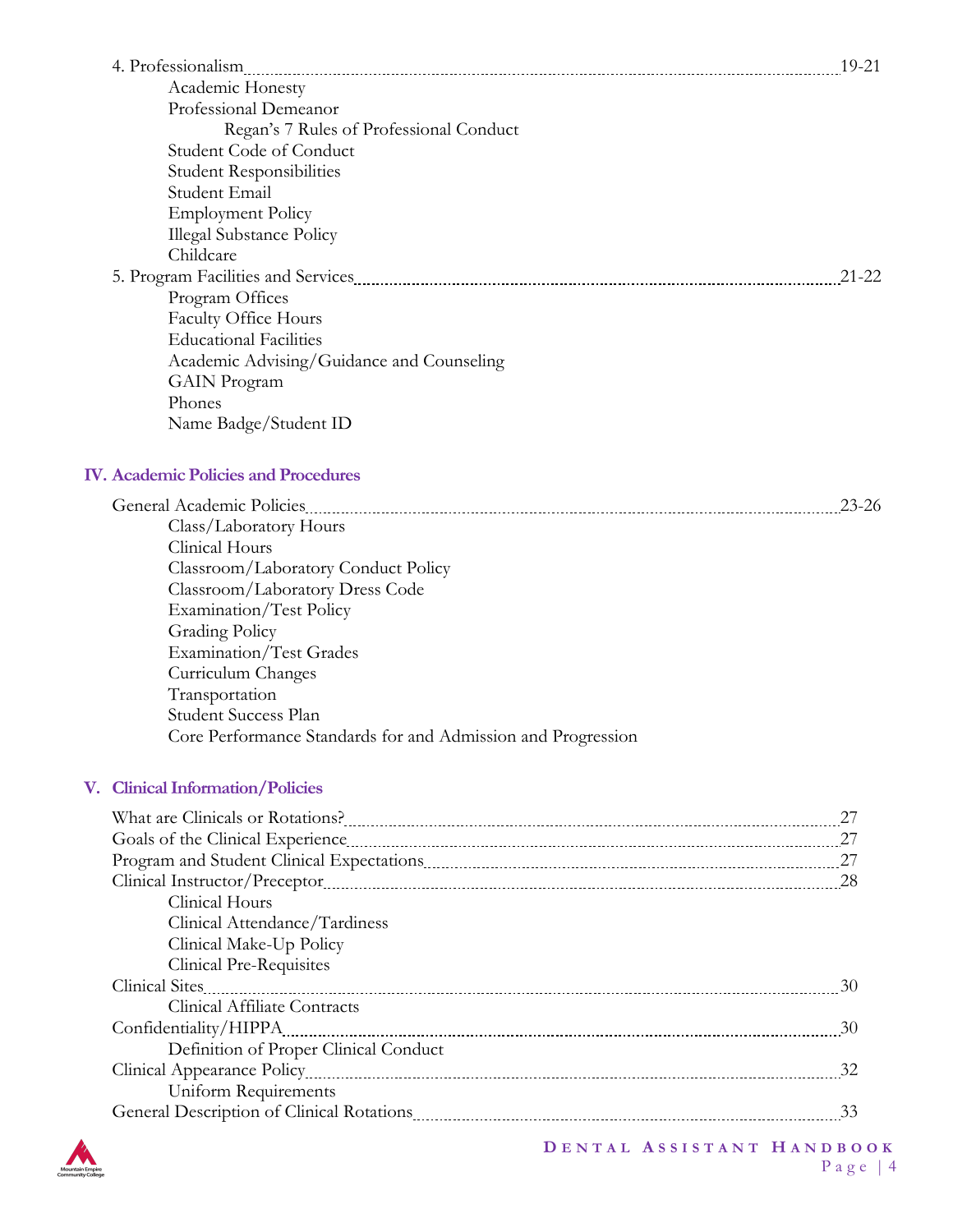4. Professionalism ........ 19-21
    - Academic Honesty
    - Professional Demeanor
        - Regan's 7 Rules of Professional Conduct
    - Student Code of Conduct
    - Student Responsibilities
    - Student Email
    - Employment Policy
    - Illegal Substance Policy
    - Childcare

5. Program Facilities and Services ........ 21-22
    - Program Offices
    - Faculty Office Hours
    - Educational Facilities
    - Academic Advising/Guidance and Counseling
    - GAIN Program
    - Phones
    - Name Badge/Student ID

## IV. Academic Policies and Procedures

General Academic Policies ........ 23-26
- Class/Laboratory Hours
- Clinical Hours
- Classroom/Laboratory Conduct Policy
- Classroom/Laboratory Dress Code
- Examination/Test Policy
- Grading Policy
- Examination/Test Grades
- Curriculum Changes
- Transportation
- Student Success Plan
- Core Performance Standards for and Admission and Progression

## V. Clinical Information/Policies

What are Clinicals or Rotations? ........ 27

Goals of the Clinical Experience ........ 27

Program and Student Clinical Expectations ........ 27

Clinical Instructor/Preceptor ........ 28
- Clinical Hours
- Clinical Attendance/Tardiness
- Clinical Make-Up Policy
- Clinical Pre-Requisites

Clinical Sites ........ 30
- Clinical Affiliate Contracts

Confidentiality/HIPPA ........ 30
- Definition of Proper Clinical Conduct

Clinical Appearance Policy ........ 32
- Uniform Requirements

General Description of Clinical Rotations ........ 33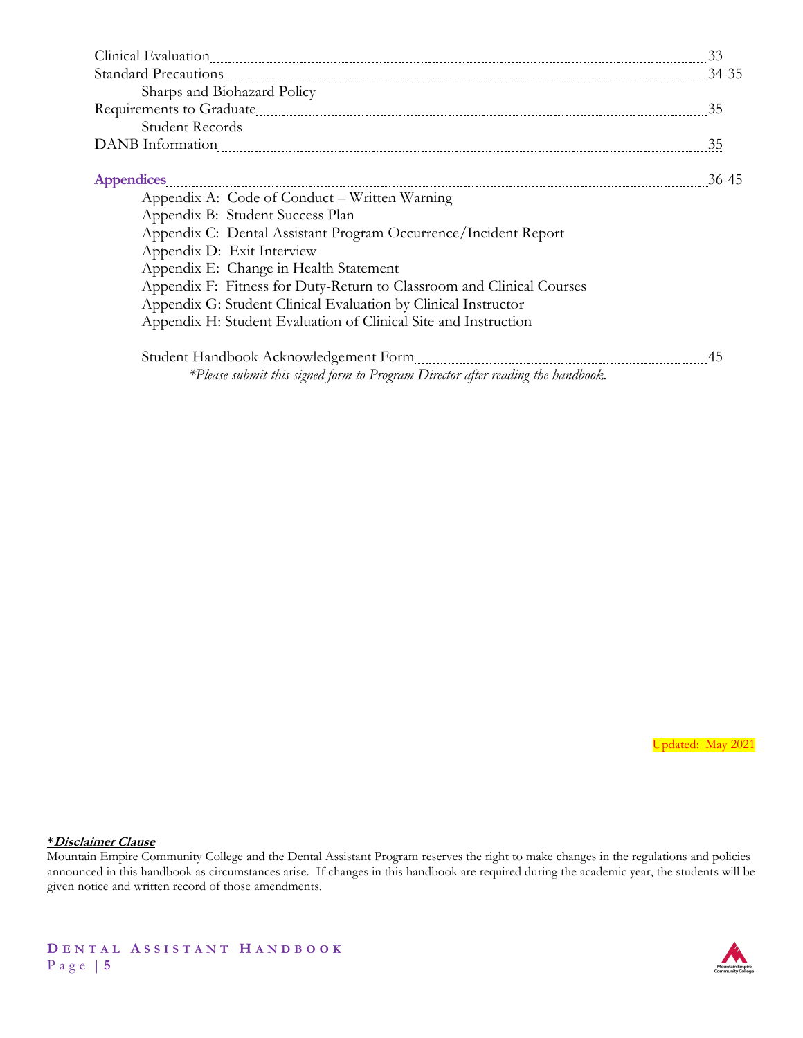Clinical Evaluation ........ 33
Standard Precautions ........ 34-35
  Sharps and Biohazard Policy
Requirements to Graduate ........ 35
  Student Records
DANB Information ........ 35

**Appendices** ........ 36-45

- Appendix A: Code of Conduct – Written Warning
- Appendix B: Student Success Plan
- Appendix C: Dental Assistant Program Occurrence/Incident Report
- Appendix D: Exit Interview
- Appendix E: Change in Health Statement
- Appendix F: Fitness for Duty-Return to Classroom and Clinical Courses
- Appendix G: Student Clinical Evaluation by Clinical Instructor
- Appendix H: Student Evaluation of Clinical Site and Instruction

Student Handbook Acknowledgement Form ........ 45
*\*Please submit this signed form to Program Director after reading the handbook.*

Updated: May 2021

***Disclaimer Clause***
Mountain Empire Community College and the Dental Assistant Program reserves the right to make changes in the regulations and policies announced in this handbook as circumstances arise. If changes in this handbook are required during the academic year, the students will be given notice and written record of those amendments.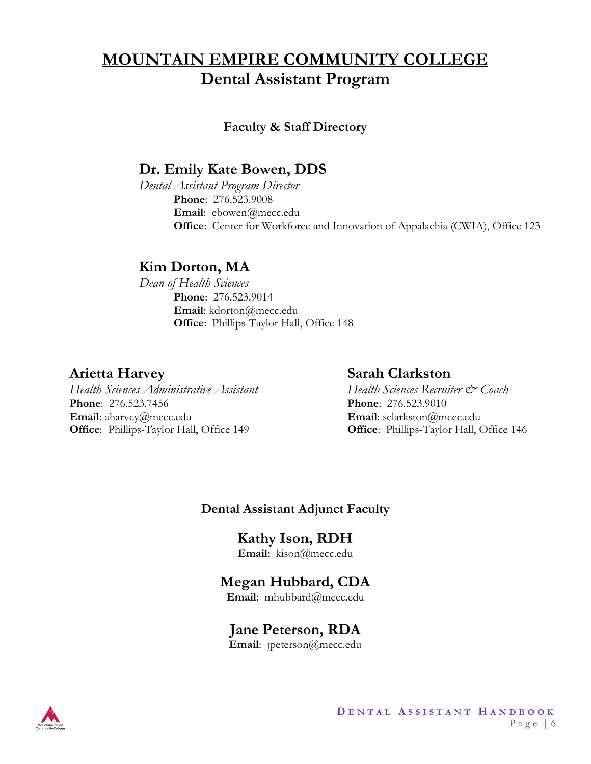# MOUNTAIN EMPIRE COMMUNITY COLLEGE

## Dental Assistant Program

### Faculty & Staff Directory

### Dr. Emily Kate Bowen, DDS

*Dental Assistant Program Director*

**Phone**: 276.523.9008
**Email**: ebowen@mecc.edu
**Office**: Center for Workforce and Innovation of Appalachia (CWIA), Office 123

### Kim Dorton, MA

*Dean of Health Sciences*

**Phone**: 276.523.9014
**Email**: kdorton@mecc.edu
**Office**: Phillips-Taylor Hall, Office 148

### Arietta Harvey

*Health Sciences Administrative Assistant*

**Phone**: 276.523.7456
**Email**: aharvey@mecc.edu
**Office**: Phillips-Taylor Hall, Office 149

### Sarah Clarkston

*Health Sciences Recruiter & Coach*

**Phone**: 276.523.9010
**Email**: sclarkston@mecc.edu
**Office**: Phillips-Taylor Hall, Office 146

### Dental Assistant Adjunct Faculty

### Kathy Ison, RDH

**Email**: kison@mecc.edu

### Megan Hubbard, CDA

**Email**: mhubbard@mecc.edu

### Jane Peterson, RDA

**Email**: jpeterson@mecc.edu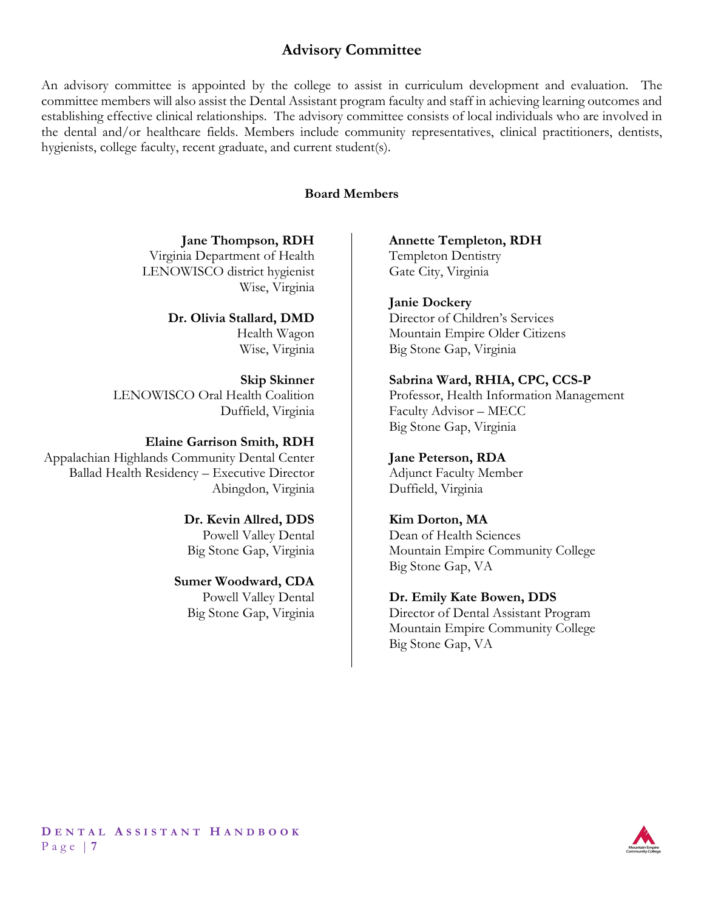## Advisory Committee

An advisory committee is appointed by the college to assist in curriculum development and evaluation. The committee members will also assist the Dental Assistant program faculty and staff in achieving learning outcomes and establishing effective clinical relationships. The advisory committee consists of local individuals who are involved in the dental and/or healthcare fields. Members include community representatives, clinical practitioners, dentists, hygienists, college faculty, recent graduate, and current student(s).

### Board Members

**Jane Thompson, RDH**
Virginia Department of Health
LENOWISCO district hygienist
Wise, Virginia

**Dr. Olivia Stallard, DMD**
Health Wagon
Wise, Virginia

**Skip Skinner**
LENOWISCO Oral Health Coalition
Duffield, Virginia

**Elaine Garrison Smith, RDH**
Appalachian Highlands Community Dental Center
Ballad Health Residency – Executive Director
Abingdon, Virginia

**Dr. Kevin Allred, DDS**
Powell Valley Dental
Big Stone Gap, Virginia

**Sumer Woodward, CDA**
Powell Valley Dental
Big Stone Gap, Virginia

**Annette Templeton, RDH**
Templeton Dentistry
Gate City, Virginia

**Janie Dockery**
Director of Children's Services
Mountain Empire Older Citizens
Big Stone Gap, Virginia

**Sabrina Ward, RHIA, CPC, CCS-P**
Professor, Health Information Management
Faculty Advisor – MECC
Big Stone Gap, Virginia

**Jane Peterson, RDA**
Adjunct Faculty Member
Duffield, Virginia

**Kim Dorton, MA**
Dean of Health Sciences
Mountain Empire Community College
Big Stone Gap, VA

**Dr. Emily Kate Bowen, DDS**
Director of Dental Assistant Program
Mountain Empire Community College
Big Stone Gap, VA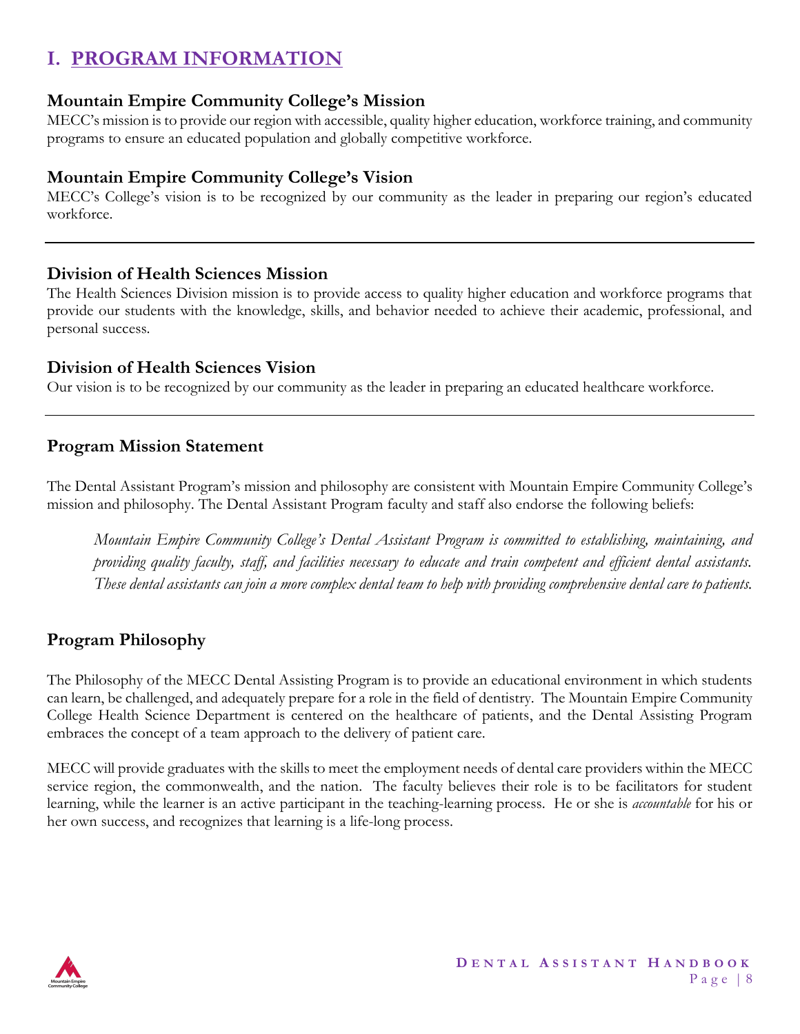# I. PROGRAM INFORMATION

### Mountain Empire Community College's Mission

MECC's mission is to provide our region with accessible, quality higher education, workforce training, and community programs to ensure an educated population and globally competitive workforce.

### Mountain Empire Community College's Vision

MECC's College's vision is to be recognized by our community as the leader in preparing our region's educated workforce.

---

### Division of Health Sciences Mission

The Health Sciences Division mission is to provide access to quality higher education and workforce programs that provide our students with the knowledge, skills, and behavior needed to achieve their academic, professional, and personal success.

### Division of Health Sciences Vision

Our vision is to be recognized by our community as the leader in preparing an educated healthcare workforce.

---

### Program Mission Statement

The Dental Assistant Program's mission and philosophy are consistent with Mountain Empire Community College's mission and philosophy. The Dental Assistant Program faculty and staff also endorse the following beliefs:

> *Mountain Empire Community College's Dental Assistant Program is committed to establishing, maintaining, and providing quality faculty, staff, and facilities necessary to educate and train competent and efficient dental assistants. These dental assistants can join a more complex dental team to help with providing comprehensive dental care to patients.*

### Program Philosophy

The Philosophy of the MECC Dental Assisting Program is to provide an educational environment in which students can learn, be challenged, and adequately prepare for a role in the field of dentistry. The Mountain Empire Community College Health Science Department is centered on the healthcare of patients, and the Dental Assisting Program embraces the concept of a team approach to the delivery of patient care.

MECC will provide graduates with the skills to meet the employment needs of dental care providers within the MECC service region, the commonwealth, and the nation. The faculty believes their role is to be facilitators for student learning, while the learner is an active participant in the teaching-learning process. He or she is *accountable* for his or her own success, and recognizes that learning is a life-long process.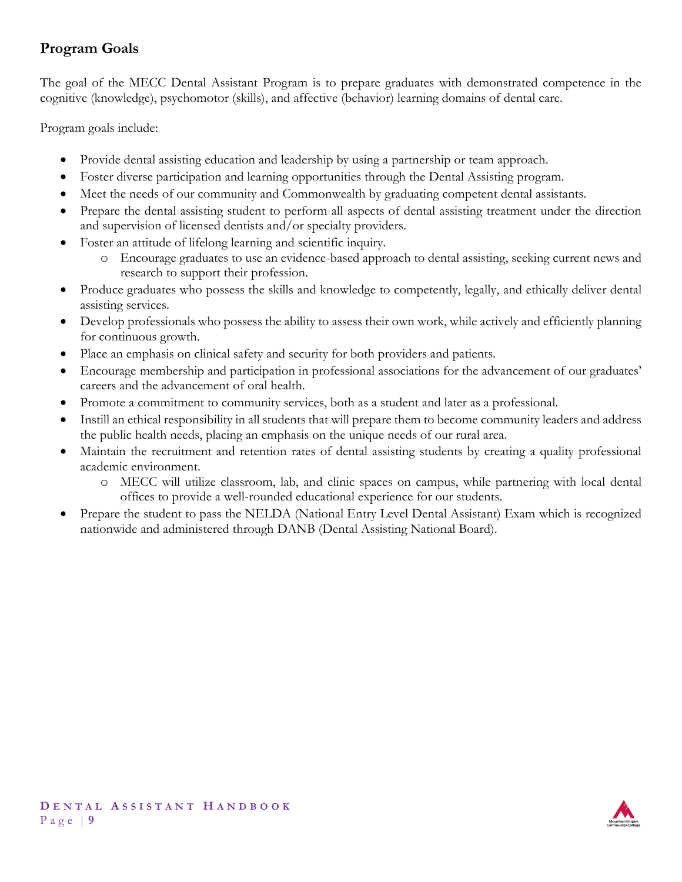## Program Goals

The goal of the MECC Dental Assistant Program is to prepare graduates with demonstrated competence in the cognitive (knowledge), psychomotor (skills), and affective (behavior) learning domains of dental care.

Program goals include:

- Provide dental assisting education and leadership by using a partnership or team approach.
- Foster diverse participation and learning opportunities through the Dental Assisting program.
- Meet the needs of our community and Commonwealth by graduating competent dental assistants.
- Prepare the dental assisting student to perform all aspects of dental assisting treatment under the direction and supervision of licensed dentists and/or specialty providers.
- Foster an attitude of lifelong learning and scientific inquiry.
  - Encourage graduates to use an evidence-based approach to dental assisting, seeking current news and research to support their profession.
- Produce graduates who possess the skills and knowledge to competently, legally, and ethically deliver dental assisting services.
- Develop professionals who possess the ability to assess their own work, while actively and efficiently planning for continuous growth.
- Place an emphasis on clinical safety and security for both providers and patients.
- Encourage membership and participation in professional associations for the advancement of our graduates' careers and the advancement of oral health.
- Promote a commitment to community services, both as a student and later as a professional.
- Instill an ethical responsibility in all students that will prepare them to become community leaders and address the public health needs, placing an emphasis on the unique needs of our rural area.
- Maintain the recruitment and retention rates of dental assisting students by creating a quality professional academic environment.
  - MECC will utilize classroom, lab, and clinic spaces on campus, while partnering with local dental offices to provide a well-rounded educational experience for our students.
- Prepare the student to pass the NELDA (National Entry Level Dental Assistant) Exam which is recognized nationwide and administered through DANB (Dental Assisting National Board).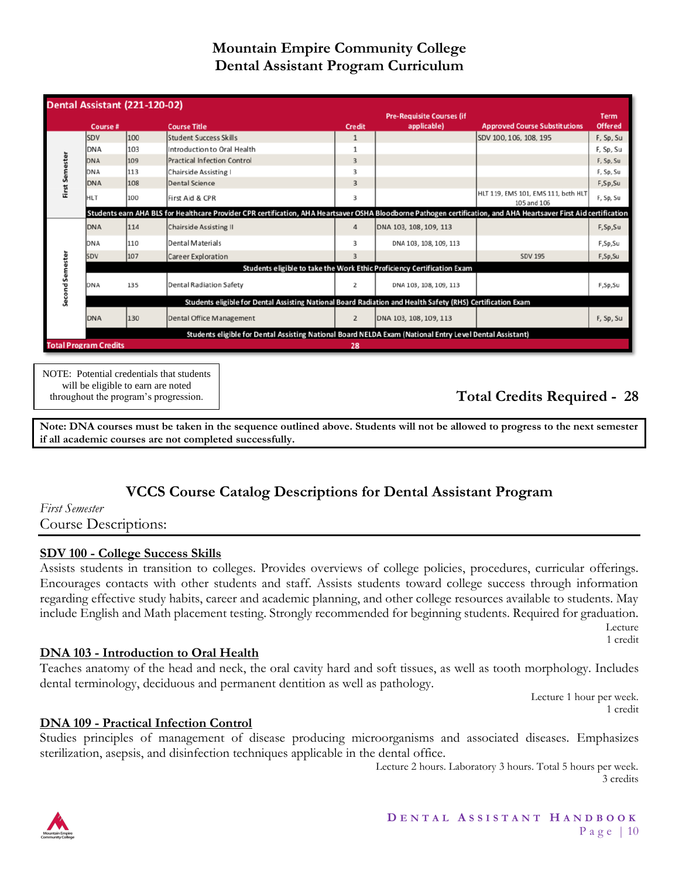# Mountain Empire Community College
# Dental Assistant Program Curriculum

| Dental Assistant (221-120-02) | | | | | | | |
|---|---|---|---|---|---|---|---|
| | Course # | | Course Title | Credit | Pre-Requisite Courses (if applicable) | Approved Course Substitutions | Term Offered |
| First Semester | SDV | 100 | Student Success Skills | 1 | | SDV 100, 106, 108, 195 | F, Sp, Su |
| | DNA | 103 | Introduction to Oral Health | 1 | | | F, Sp, Su |
| | DNA | 109 | Practical Infection Control | 3 | | | F, Sp, Su |
| | DNA | 113 | Chairside Assisting I | 3 | | | F, Sp, Su |
| | DNA | 108 | Dental Science | 3 | | | F,Sp,Su |
| | HLT | 100 | First Aid & CPR | 3 | | HLT 119, EMS 101, EMS 111, both HLT 105 and 106 | F, Sp, Su |
| | Students earn AHA BLS for Healthcare Provider CPR certification, AHA Heartsaver OSHA Bloodborne Pathogen certification, and AHA Heartsaver First Aid certification | | | | | | |
| Second Semester | DNA | 114 | Chairside Assisting II | 4 | DNA 103, 108, 109, 113 | | F,Sp,Su |
| | DNA | 110 | Dental Materials | 3 | DNA 103, 108, 109, 113 | | F,Sp,Su |
| | SDV | 107 | Career Exploration | 3 | | SDV 195 | F,Sp,Su |
| | Students eligible to take the Work Ethic Proficiency Certification Exam | | | | | | |
| | DNA | 135 | Dental Radiation Safety | 2 | DNA 103, 108, 109, 113 | | F,Sp,Su |
| | Students eligible for Dental Assisting National Board Radiation and Health Safety (RHS) Certification Exam | | | | | | |
| | DNA | 130 | Dental Office Management | 2 | DNA 103, 108, 109, 113 | | F, Sp, Su |
| | Students eligible for Dental Assisting National Board NELDA Exam (National Entry Level Dental Assistant) | | | | | | |
| Total Program Credits | | | | 28 | | | |

NOTE: Potential credentials that students will be eligible to earn are noted throughout the program's progression.

**Total Credits Required - 28**

**Note: DNA courses must be taken in the sequence outlined above. Students will not be allowed to progress to the next semester if all academic courses are not completed successfully.**

## VCCS Course Catalog Descriptions for Dental Assistant Program

*First Semester*

Course Descriptions:

**SDV 100 - College Success Skills**

Assists students in transition to colleges. Provides overviews of college policies, procedures, curricular offerings. Encourages contacts with other students and staff. Assists students toward college success through information regarding effective study habits, career and academic planning, and other college resources available to students. May include English and Math placement testing. Strongly recommended for beginning students. Required for graduation.

Lecture
1 credit

**DNA 103 - Introduction to Oral Health**

Teaches anatomy of the head and neck, the oral cavity hard and soft tissues, as well as tooth morphology. Includes dental terminology, deciduous and permanent dentition as well as pathology.

Lecture 1 hour per week.
1 credit

**DNA 109 - Practical Infection Control**

Studies principles of management of disease producing microorganisms and associated diseases. Emphasizes sterilization, asepsis, and disinfection techniques applicable in the dental office.

Lecture 2 hours. Laboratory 3 hours. Total 5 hours per week.
3 credits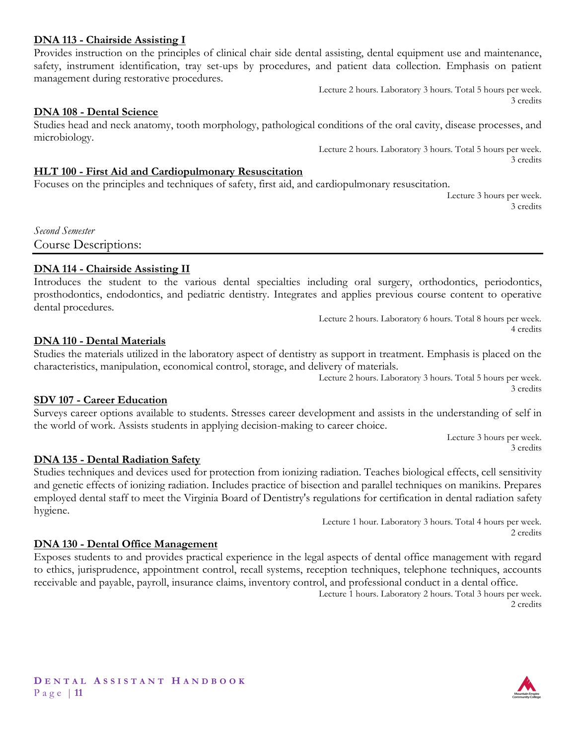### DNA 113 - Chairside Assisting I

Provides instruction on the principles of clinical chair side dental assisting, dental equipment use and maintenance, safety, instrument identification, tray set-ups by procedures, and patient data collection. Emphasis on patient management during restorative procedures.

Lecture 2 hours. Laboratory 3 hours. Total 5 hours per week.
3 credits

### DNA 108 - Dental Science

Studies head and neck anatomy, tooth morphology, pathological conditions of the oral cavity, disease processes, and microbiology.

Lecture 2 hours. Laboratory 3 hours. Total 5 hours per week.
3 credits

### HLT 100 - First Aid and Cardiopulmonary Resuscitation

Focuses on the principles and techniques of safety, first aid, and cardiopulmonary resuscitation.

Lecture 3 hours per week.
3 credits

*Second Semester*

## Course Descriptions:

### DNA 114 - Chairside Assisting II

Introduces the student to the various dental specialties including oral surgery, orthodontics, periodontics, prosthodontics, endodontics, and pediatric dentistry. Integrates and applies previous course content to operative dental procedures.

Lecture 2 hours. Laboratory 6 hours. Total 8 hours per week.
4 credits

### DNA 110 - Dental Materials

Studies the materials utilized in the laboratory aspect of dentistry as support in treatment. Emphasis is placed on the characteristics, manipulation, economical control, storage, and delivery of materials.

Lecture 2 hours. Laboratory 3 hours. Total 5 hours per week.
3 credits

### SDV 107 - Career Education

Surveys career options available to students. Stresses career development and assists in the understanding of self in the world of work. Assists students in applying decision-making to career choice.

Lecture 3 hours per week.
3 credits

### DNA 135 - Dental Radiation Safety

Studies techniques and devices used for protection from ionizing radiation. Teaches biological effects, cell sensitivity and genetic effects of ionizing radiation. Includes practice of bisection and parallel techniques on manikins. Prepares employed dental staff to meet the Virginia Board of Dentistry's regulations for certification in dental radiation safety hygiene.

Lecture 1 hour. Laboratory 3 hours. Total 4 hours per week.
2 credits

### DNA 130 - Dental Office Management

Exposes students to and provides practical experience in the legal aspects of dental office management with regard to ethics, jurisprudence, appointment control, recall systems, reception techniques, telephone techniques, accounts receivable and payable, payroll, insurance claims, inventory control, and professional conduct in a dental office.

Lecture 1 hours. Laboratory 2 hours. Total 3 hours per week.
2 credits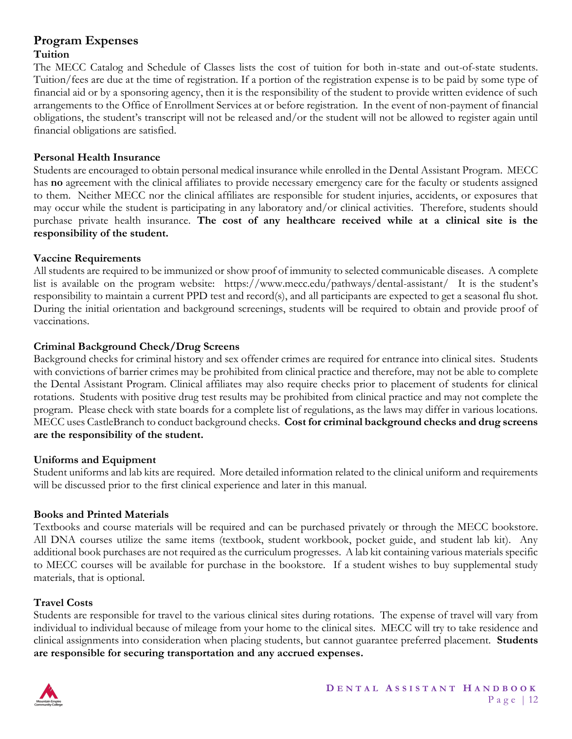## Program Expenses

### Tuition

The MECC Catalog and Schedule of Classes lists the cost of tuition for both in-state and out-of-state students. Tuition/fees are due at the time of registration. If a portion of the registration expense is to be paid by some type of financial aid or by a sponsoring agency, then it is the responsibility of the student to provide written evidence of such arrangements to the Office of Enrollment Services at or before registration. In the event of non-payment of financial obligations, the student's transcript will not be released and/or the student will not be allowed to register again until financial obligations are satisfied.

### Personal Health Insurance

Students are encouraged to obtain personal medical insurance while enrolled in the Dental Assistant Program. MECC has **no** agreement with the clinical affiliates to provide necessary emergency care for the faculty or students assigned to them. Neither MECC nor the clinical affiliates are responsible for student injuries, accidents, or exposures that may occur while the student is participating in any laboratory and/or clinical activities. Therefore, students should purchase private health insurance. **The cost of any healthcare received while at a clinical site is the responsibility of the student.**

### Vaccine Requirements

All students are required to be immunized or show proof of immunity to selected communicable diseases. A complete list is available on the program website: https://www.mecc.edu/pathways/dental-assistant/ It is the student's responsibility to maintain a current PPD test and record(s), and all participants are expected to get a seasonal flu shot. During the initial orientation and background screenings, students will be required to obtain and provide proof of vaccinations.

### Criminal Background Check/Drug Screens

Background checks for criminal history and sex offender crimes are required for entrance into clinical sites. Students with convictions of barrier crimes may be prohibited from clinical practice and therefore, may not be able to complete the Dental Assistant Program. Clinical affiliates may also require checks prior to placement of students for clinical rotations. Students with positive drug test results may be prohibited from clinical practice and may not complete the program. Please check with state boards for a complete list of regulations, as the laws may differ in various locations. MECC uses CastleBranch to conduct background checks. **Cost for criminal background checks and drug screens are the responsibility of the student.**

### Uniforms and Equipment

Student uniforms and lab kits are required. More detailed information related to the clinical uniform and requirements will be discussed prior to the first clinical experience and later in this manual.

### Books and Printed Materials

Textbooks and course materials will be required and can be purchased privately or through the MECC bookstore. All DNA courses utilize the same items (textbook, student workbook, pocket guide, and student lab kit). Any additional book purchases are not required as the curriculum progresses. A lab kit containing various materials specific to MECC courses will be available for purchase in the bookstore. If a student wishes to buy supplemental study materials, that is optional.

### Travel Costs

Students are responsible for travel to the various clinical sites during rotations. The expense of travel will vary from individual to individual because of mileage from your home to the clinical sites. MECC will try to take residence and clinical assignments into consideration when placing students, but cannot guarantee preferred placement. **Students are responsible for securing transportation and any accrued expenses.**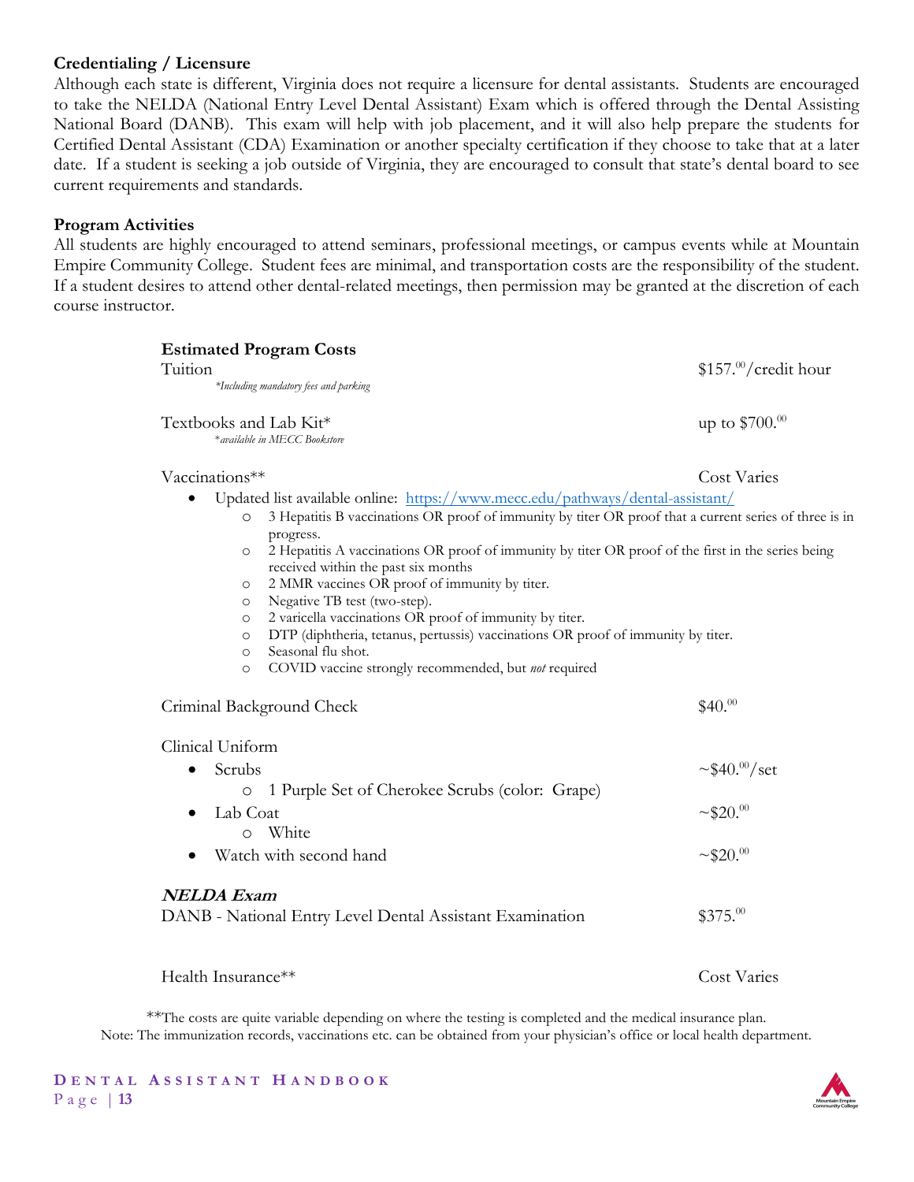**Credentialing / Licensure**

Although each state is different, Virginia does not require a licensure for dental assistants. Students are encouraged to take the NELDA (National Entry Level Dental Assistant) Exam which is offered through the Dental Assisting National Board (DANB). This exam will help with job placement, and it will also help prepare the students for Certified Dental Assistant (CDA) Examination or another specialty certification if they choose to take that at a later date. If a student is seeking a job outside of Virginia, they are encouraged to consult that state's dental board to see current requirements and standards.

**Program Activities**

All students are highly encouraged to attend seminars, professional meetings, or campus events while at Mountain Empire Community College. Student fees are minimal, and transportation costs are the responsibility of the student. If a student desires to attend other dental-related meetings, then permission may be granted at the discretion of each course instructor.

**Estimated Program Costs**

Tuition — $157.00/credit hour
*\*Including mandatory fees and parking*

Textbooks and Lab Kit\* — up to $700.00
*\*available in MECC Bookstore*

Vaccinations\*\* — Cost Varies

- Updated list available online: https://www.mecc.edu/pathways/dental-assistant/
  - 3 Hepatitis B vaccinations OR proof of immunity by titer OR proof that a current series of three is in progress.
  - 2 Hepatitis A vaccinations OR proof of immunity by titer OR proof of the first in the series being received within the past six months
  - 2 MMR vaccines OR proof of immunity by titer.
  - Negative TB test (two-step).
  - 2 varicella vaccinations OR proof of immunity by titer.
  - DTP (diphtheria, tetanus, pertussis) vaccinations OR proof of immunity by titer.
  - Seasonal flu shot.
  - COVID vaccine strongly recommended, but *not* required

Criminal Background Check — $40.00

Clinical Uniform

- Scrubs — ~$40.00/set
  - 1 Purple Set of Cherokee Scrubs (color: Grape)
- Lab Coat — ~$20.00
  - White
- Watch with second hand — ~$20.00

***NELDA Exam***

DANB - National Entry Level Dental Assistant Examination — $375.00

Health Insurance\*\* — Cost Varies

\*\*The costs are quite variable depending on where the testing is completed and the medical insurance plan.
Note: The immunization records, vaccinations etc. can be obtained from your physician's office or local health department.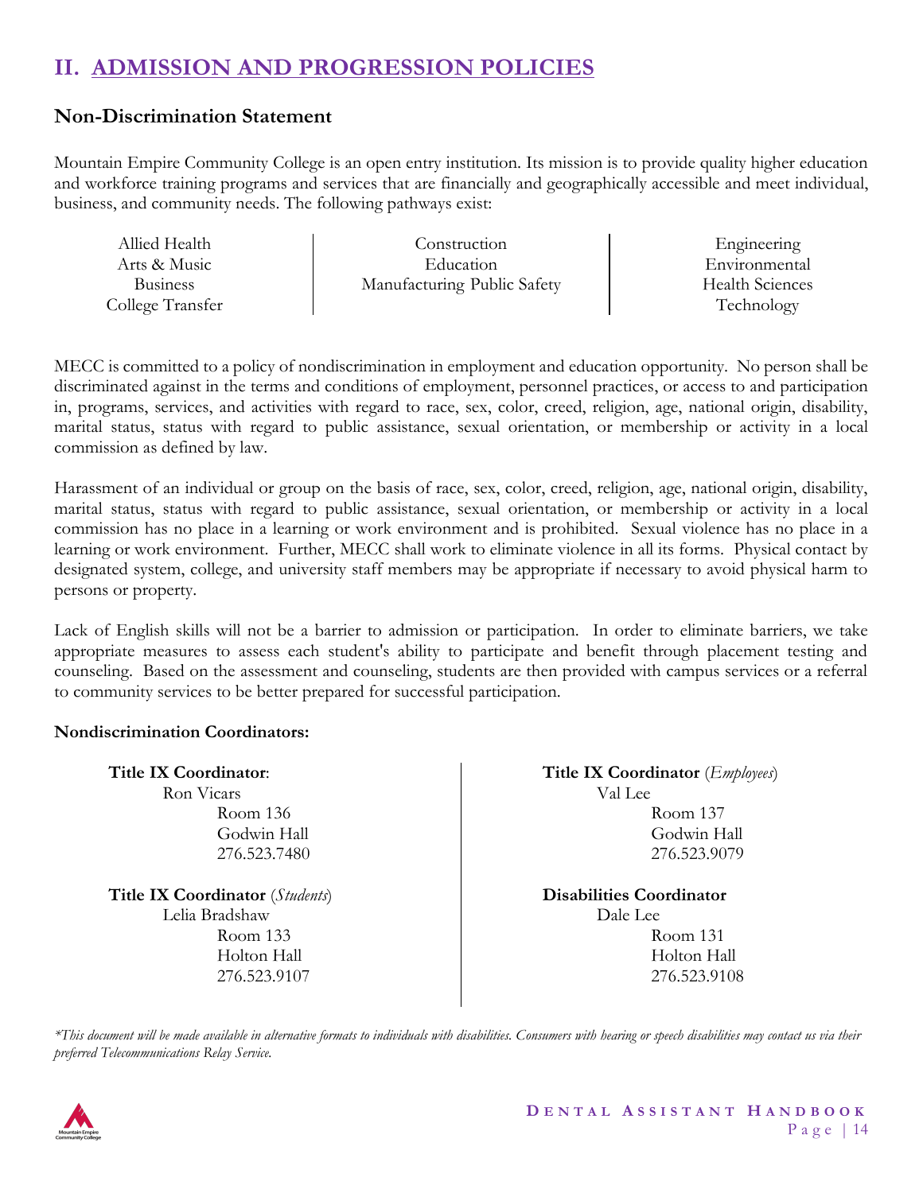# II. ADMISSION AND PROGRESSION POLICIES

## Non-Discrimination Statement

Mountain Empire Community College is an open entry institution. Its mission is to provide quality higher education and workforce training programs and services that are financially and geographically accessible and meet individual, business, and community needs. The following pathways exist:

| | | |
|---|---|---|
| Allied Health | Construction | Engineering |
| Arts & Music | Education | Environmental |
| Business | Manufacturing Public Safety | Health Sciences |
| College Transfer | | Technology |

MECC is committed to a policy of nondiscrimination in employment and education opportunity. No person shall be discriminated against in the terms and conditions of employment, personnel practices, or access to and participation in, programs, services, and activities with regard to race, sex, color, creed, religion, age, national origin, disability, marital status, status with regard to public assistance, sexual orientation, or membership or activity in a local commission as defined by law.

Harassment of an individual or group on the basis of race, sex, color, creed, religion, age, national origin, disability, marital status, status with regard to public assistance, sexual orientation, or membership or activity in a local commission has no place in a learning or work environment and is prohibited. Sexual violence has no place in a learning or work environment. Further, MECC shall work to eliminate violence in all its forms. Physical contact by designated system, college, and university staff members may be appropriate if necessary to avoid physical harm to persons or property.

Lack of English skills will not be a barrier to admission or participation. In order to eliminate barriers, we take appropriate measures to assess each student's ability to participate and benefit through placement testing and counseling. Based on the assessment and counseling, students are then provided with campus services or a referral to community services to be better prepared for successful participation.

**Nondiscrimination Coordinators:**

**Title IX Coordinator**:
Ron Vicars
Room 136
Godwin Hall
276.523.7480

**Title IX Coordinator** (*Students*)
Lelia Bradshaw
Room 133
Holton Hall
276.523.9107

**Title IX Coordinator** (*Employees*)
Val Lee
Room 137
Godwin Hall
276.523.9079

**Disabilities Coordinator**
Dale Lee
Room 131
Holton Hall
276.523.9108

*\*This document will be made available in alternative formats to individuals with disabilities. Consumers with hearing or speech disabilities may contact us via their preferred Telecommunications Relay Service.*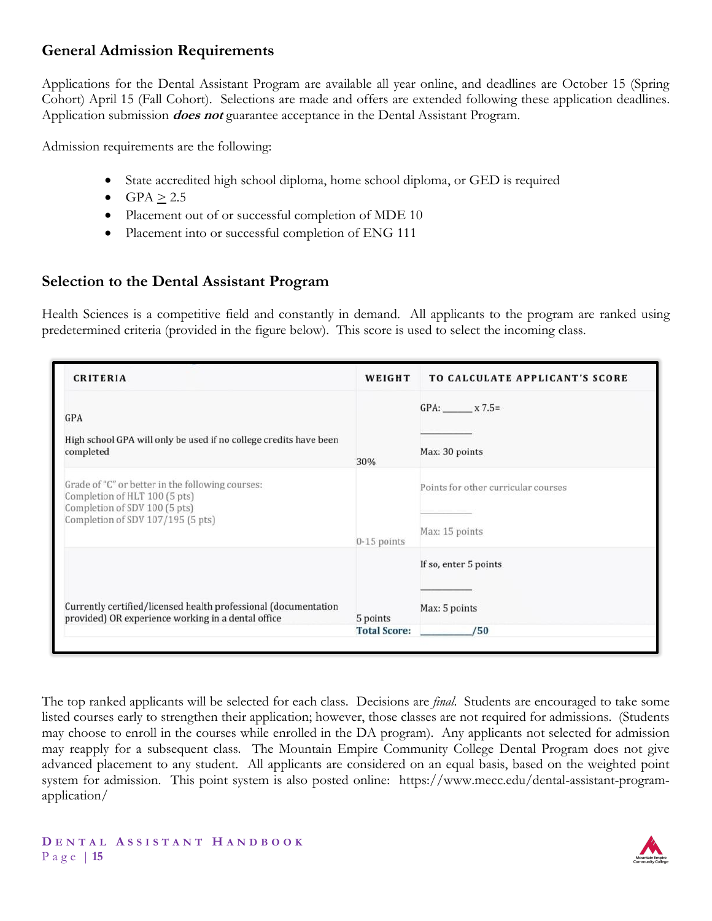## General Admission Requirements

Applications for the Dental Assistant Program are available all year online, and deadlines are October 15 (Spring Cohort) April 15 (Fall Cohort). Selections are made and offers are extended following these application deadlines. Application submission ***does not*** guarantee acceptance in the Dental Assistant Program.

Admission requirements are the following:

- State accredited high school diploma, home school diploma, or GED is required
- GPA $\geq$ 2.5
- Placement out of or successful completion of MDE 10
- Placement into or successful completion of ENG 111

## Selection to the Dental Assistant Program

Health Sciences is a competitive field and constantly in demand. All applicants to the program are ranked using predetermined criteria (provided in the figure below). This score is used to select the incoming class.

| CRITERIA | WEIGHT | TO CALCULATE APPLICANT'S SCORE |
|---|---|---|
| GPA<br>High school GPA will only be used if no college credits have been completed | 30% | GPA: ______ x 7.5=<br>__________<br>Max: 30 points |
| Grade of "C" or better in the following courses:<br>Completion of HLT 100 (5 pts)<br>Completion of SDV 100 (5 pts)<br>Completion of SDV 107/195 (5 pts) | 0-15 points | Points for other curricular courses<br>__________<br>Max: 15 points |
| Currently certified/licensed health professional (documentation provided) OR experience working in a dental office | 5 points | If so, enter 5 points<br>__________<br>Max: 5 points |
| | **Total Score:** | __________/50 |

The top ranked applicants will be selected for each class. Decisions are *final*. Students are encouraged to take some listed courses early to strengthen their application; however, those classes are not required for admissions. (Students may choose to enroll in the courses while enrolled in the DA program). Any applicants not selected for admission may reapply for a subsequent class. The Mountain Empire Community College Dental Program does not give advanced placement to any student. All applicants are considered on an equal basis, based on the weighted point system for admission. This point system is also posted online: https://www.mecc.edu/dental-assistant-program-application/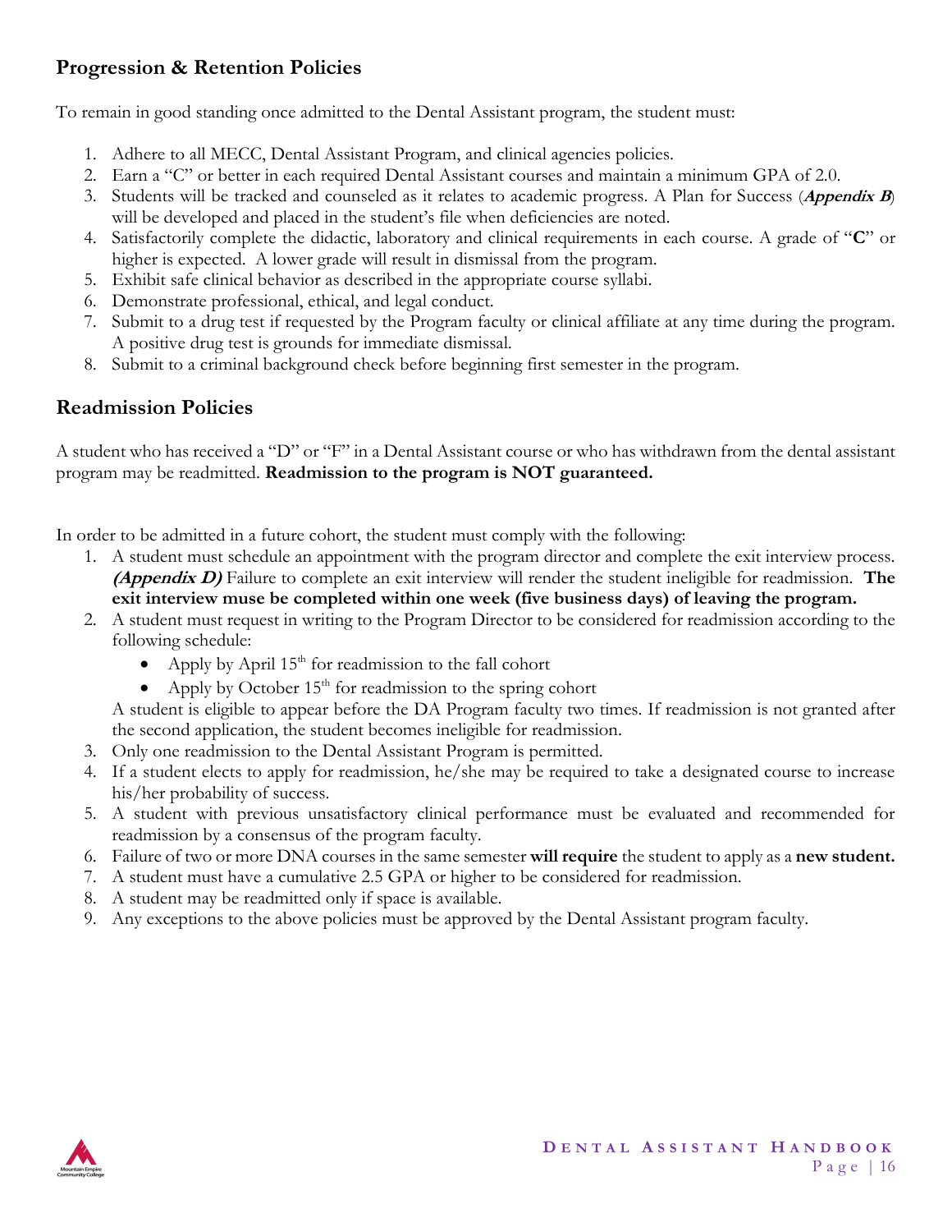## Progression & Retention Policies

To remain in good standing once admitted to the Dental Assistant program, the student must:

1. Adhere to all MECC, Dental Assistant Program, and clinical agencies policies.
2. Earn a "C" or better in each required Dental Assistant courses and maintain a minimum GPA of 2.0.
3. Students will be tracked and counseled as it relates to academic progress. A Plan for Success (***Appendix B***) will be developed and placed in the student's file when deficiencies are noted.
4. Satisfactorily complete the didactic, laboratory and clinical requirements in each course. A grade of "**C**" or higher is expected. A lower grade will result in dismissal from the program.
5. Exhibit safe clinical behavior as described in the appropriate course syllabi.
6. Demonstrate professional, ethical, and legal conduct.
7. Submit to a drug test if requested by the Program faculty or clinical affiliate at any time during the program. A positive drug test is grounds for immediate dismissal.
8. Submit to a criminal background check before beginning first semester in the program.

## Readmission Policies

A student who has received a "D" or "F" in a Dental Assistant course or who has withdrawn from the dental assistant program may be readmitted. **Readmission to the program is NOT guaranteed.**

In order to be admitted in a future cohort, the student must comply with the following:

1. A student must schedule an appointment with the program director and complete the exit interview process. ***(Appendix D)*** Failure to complete an exit interview will render the student ineligible for readmission. **The exit interview muse be completed within one week (five business days) of leaving the program.**
2. A student must request in writing to the Program Director to be considered for readmission according to the following schedule:
   - Apply by April 15th for readmission to the fall cohort
   - Apply by October 15th for readmission to the spring cohort

   A student is eligible to appear before the DA Program faculty two times. If readmission is not granted after the second application, the student becomes ineligible for readmission.
3. Only one readmission to the Dental Assistant Program is permitted.
4. If a student elects to apply for readmission, he/she may be required to take a designated course to increase his/her probability of success.
5. A student with previous unsatisfactory clinical performance must be evaluated and recommended for readmission by a consensus of the program faculty.
6. Failure of two or more DNA courses in the same semester **will require** the student to apply as a **new student.**
7. A student must have a cumulative 2.5 GPA or higher to be considered for readmission.
8. A student may be readmitted only if space is available.
9. Any exceptions to the above policies must be approved by the Dental Assistant program faculty.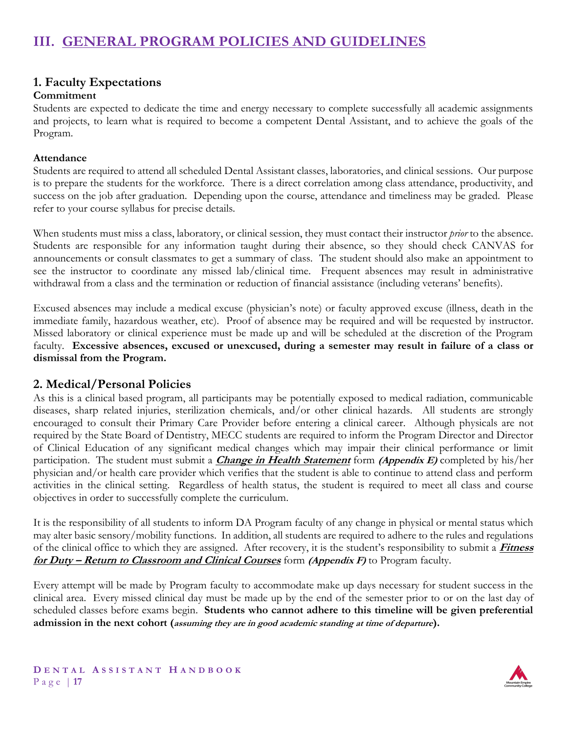# III. GENERAL PROGRAM POLICIES AND GUIDELINES

## 1. Faculty Expectations

**Commitment**

Students are expected to dedicate the time and energy necessary to complete successfully all academic assignments and projects, to learn what is required to become a competent Dental Assistant, and to achieve the goals of the Program.

**Attendance**

Students are required to attend all scheduled Dental Assistant classes, laboratories, and clinical sessions. Our purpose is to prepare the students for the workforce. There is a direct correlation among class attendance, productivity, and success on the job after graduation. Depending upon the course, attendance and timeliness may be graded. Please refer to your course syllabus for precise details.

When students must miss a class, laboratory, or clinical session, they must contact their instructor *prior* to the absence. Students are responsible for any information taught during their absence, so they should check CANVAS for announcements or consult classmates to get a summary of class. The student should also make an appointment to see the instructor to coordinate any missed lab/clinical time. Frequent absences may result in administrative withdrawal from a class and the termination or reduction of financial assistance (including veterans' benefits).

Excused absences may include a medical excuse (physician's note) or faculty approved excuse (illness, death in the immediate family, hazardous weather, etc). Proof of absence may be required and will be requested by instructor. Missed laboratory or clinical experience must be made up and will be scheduled at the discretion of the Program faculty. **Excessive absences, excused or unexcused, during a semester may result in failure of a class or dismissal from the Program.**

## 2. Medical/Personal Policies

As this is a clinical based program, all participants may be potentially exposed to medical radiation, communicable diseases, sharp related injuries, sterilization chemicals, and/or other clinical hazards. All students are strongly encouraged to consult their Primary Care Provider before entering a clinical career. Although physicals are not required by the State Board of Dentistry, MECC students are required to inform the Program Director and Director of Clinical Education of any significant medical changes which may impair their clinical performance or limit participation. The student must submit a ***Change in Health Statement*** form ***(Appendix E)*** completed by his/her physician and/or health care provider which verifies that the student is able to continue to attend class and perform activities in the clinical setting. Regardless of health status, the student is required to meet all class and course objectives in order to successfully complete the curriculum.

It is the responsibility of all students to inform DA Program faculty of any change in physical or mental status which may alter basic sensory/mobility functions. In addition, all students are required to adhere to the rules and regulations of the clinical office to which they are assigned. After recovery, it is the student's responsibility to submit a ***Fitness for Duty – Return to Classroom and Clinical Courses*** form ***(Appendix F)*** to Program faculty.

Every attempt will be made by Program faculty to accommodate make up days necessary for student success in the clinical area. Every missed clinical day must be made up by the end of the semester prior to or on the last day of scheduled classes before exams begin. **Students who cannot adhere to this timeline will be given preferential admission in the next cohort (*assuming they are in good academic standing at time of departure*).**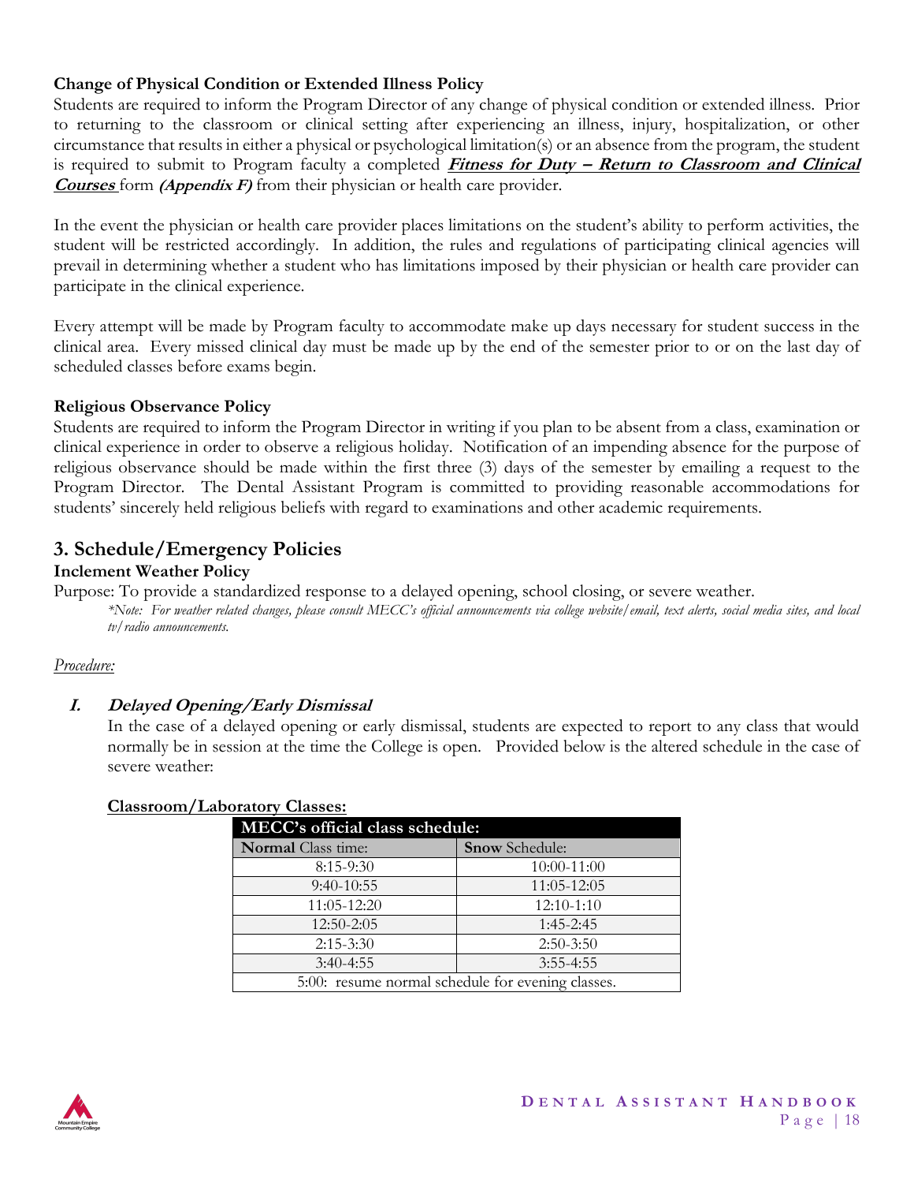**Change of Physical Condition or Extended Illness Policy**

Students are required to inform the Program Director of any change of physical condition or extended illness. Prior to returning to the classroom or clinical setting after experiencing an illness, injury, hospitalization, or other circumstance that results in either a physical or psychological limitation(s) or an absence from the program, the student is required to submit to Program faculty a completed ***Fitness for Duty – Return to Classroom and Clinical Courses*** form ***(Appendix F)*** from their physician or health care provider.

In the event the physician or health care provider places limitations on the student's ability to perform activities, the student will be restricted accordingly. In addition, the rules and regulations of participating clinical agencies will prevail in determining whether a student who has limitations imposed by their physician or health care provider can participate in the clinical experience.

Every attempt will be made by Program faculty to accommodate make up days necessary for student success in the clinical area. Every missed clinical day must be made up by the end of the semester prior to or on the last day of scheduled classes before exams begin.

**Religious Observance Policy**

Students are required to inform the Program Director in writing if you plan to be absent from a class, examination or clinical experience in order to observe a religious holiday. Notification of an impending absence for the purpose of religious observance should be made within the first three (3) days of the semester by emailing a request to the Program Director. The Dental Assistant Program is committed to providing reasonable accommodations for students' sincerely held religious beliefs with regard to examinations and other academic requirements.

## 3. Schedule/Emergency Policies

**Inclement Weather Policy**

Purpose: To provide a standardized response to a delayed opening, school closing, or severe weather.

*\*Note: For weather related changes, please consult MECC's official announcements via college website/email, text alerts, social media sites, and local tv/radio announcements.*

*Procedure:*

***I. Delayed Opening/Early Dismissal***

In the case of a delayed opening or early dismissal, students are expected to report to any class that would normally be in session at the time the College is open. Provided below is the altered schedule in the case of severe weather:

**Classroom/Laboratory Classes:**

| MECC's official class schedule: | |
|---|---|
| **Normal** Class time: | **Snow** Schedule: |
| 8:15-9:30 | 10:00-11:00 |
| 9:40-10:55 | 11:05-12:05 |
| 11:05-12:20 | 12:10-1:10 |
| 12:50-2:05 | 1:45-2:45 |
| 2:15-3:30 | 2:50-3:50 |
| 3:40-4:55 | 3:55-4:55 |
| 5:00: resume normal schedule for evening classes. | |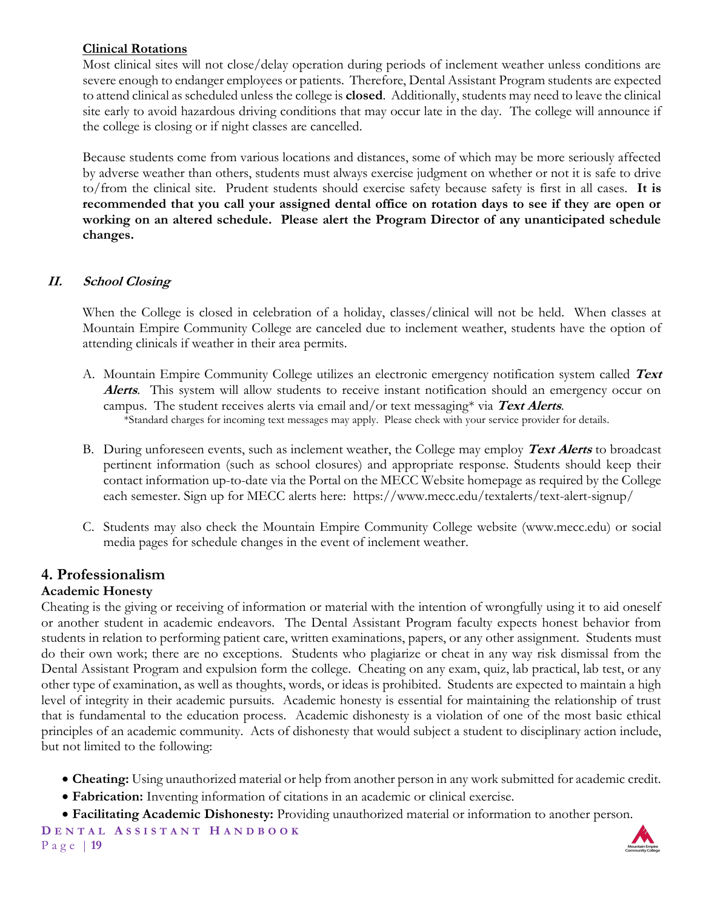**Clinical Rotations**

Most clinical sites will not close/delay operation during periods of inclement weather unless conditions are severe enough to endanger employees or patients. Therefore, Dental Assistant Program students are expected to attend clinical as scheduled unless the college is **closed**. Additionally, students may need to leave the clinical site early to avoid hazardous driving conditions that may occur late in the day. The college will announce if the college is closing or if night classes are cancelled.

Because students come from various locations and distances, some of which may be more seriously affected by adverse weather than others, students must always exercise judgment on whether or not it is safe to drive to/from the clinical site. Prudent students should exercise safety because safety is first in all cases. **It is recommended that you call your assigned dental office on rotation days to see if they are open or working on an altered schedule. Please alert the Program Director of any unanticipated schedule changes.**

### ***II. School Closing***

When the College is closed in celebration of a holiday, classes/clinical will not be held. When classes at Mountain Empire Community College are canceled due to inclement weather, students have the option of attending clinicals if weather in their area permits.

A. Mountain Empire Community College utilizes an electronic emergency notification system called ***Text Alerts***. This system will allow students to receive instant notification should an emergency occur on campus. The student receives alerts via email and/or text messaging* via ***Text Alerts***.
   *Standard charges for incoming text messages may apply. Please check with your service provider for details.

B. During unforeseen events, such as inclement weather, the College may employ ***Text Alerts*** to broadcast pertinent information (such as school closures) and appropriate response. Students should keep their contact information up-to-date via the Portal on the MECC Website homepage as required by the College each semester. Sign up for MECC alerts here: https://www.mecc.edu/textalerts/text-alert-signup/

C. Students may also check the Mountain Empire Community College website (www.mecc.edu) or social media pages for schedule changes in the event of inclement weather.

## 4. Professionalism

**Academic Honesty**

Cheating is the giving or receiving of information or material with the intention of wrongfully using it to aid oneself or another student in academic endeavors. The Dental Assistant Program faculty expects honest behavior from students in relation to performing patient care, written examinations, papers, or any other assignment. Students must do their own work; there are no exceptions. Students who plagiarize or cheat in any way risk dismissal from the Dental Assistant Program and expulsion form the college. Cheating on any exam, quiz, lab practical, lab test, or any other type of examination, as well as thoughts, words, or ideas is prohibited. Students are expected to maintain a high level of integrity in their academic pursuits. Academic honesty is essential for maintaining the relationship of trust that is fundamental to the education process. Academic dishonesty is a violation of one of the most basic ethical principles of an academic community. Acts of dishonesty that would subject a student to disciplinary action include, but not limited to the following:

- **Cheating:** Using unauthorized material or help from another person in any work submitted for academic credit.
- **Fabrication:** Inventing information of citations in an academic or clinical exercise.
- **Facilitating Academic Dishonesty:** Providing unauthorized material or information to another person.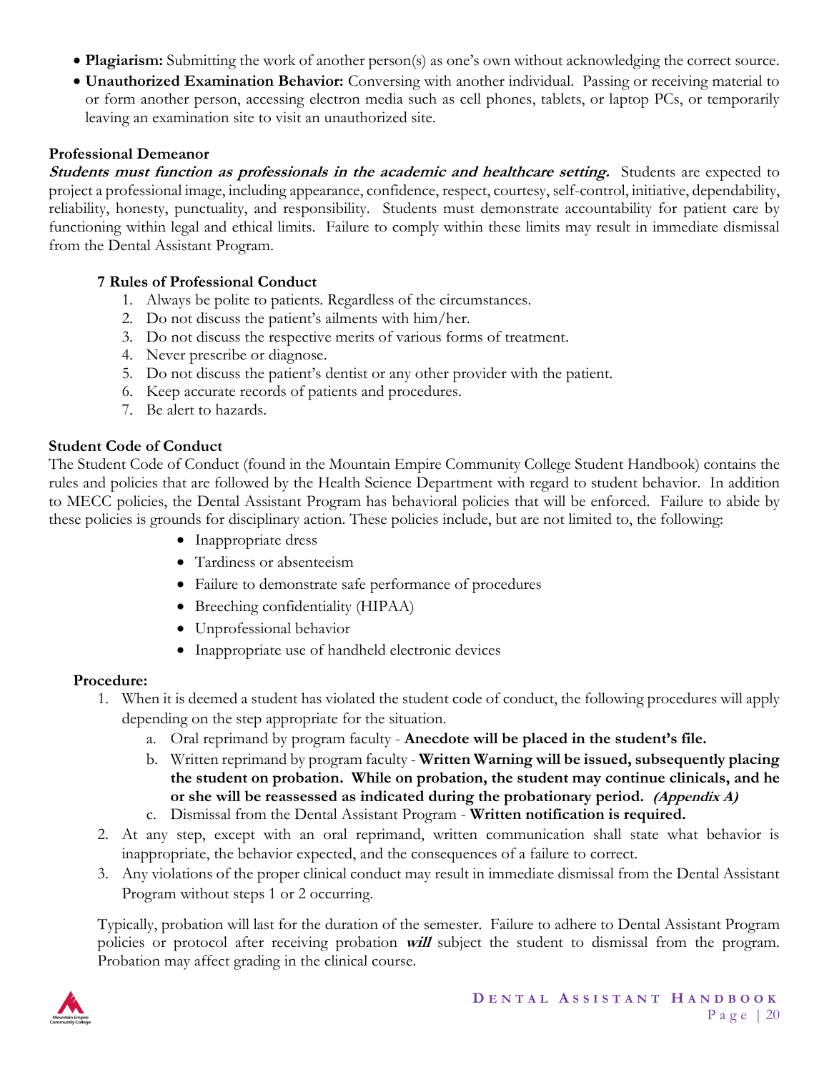- **Plagiarism:** Submitting the work of another person(s) as one's own without acknowledging the correct source.
- **Unauthorized Examination Behavior:** Conversing with another individual. Passing or receiving material to or form another person, accessing electron media such as cell phones, tablets, or laptop PCs, or temporarily leaving an examination site to visit an unauthorized site.

**Professional Demeanor**

***Students must function as professionals in the academic and healthcare setting.*** Students are expected to project a professional image, including appearance, confidence, respect, courtesy, self-control, initiative, dependability, reliability, honesty, punctuality, and responsibility. Students must demonstrate accountability for patient care by functioning within legal and ethical limits. Failure to comply within these limits may result in immediate dismissal from the Dental Assistant Program.

**7 Rules of Professional Conduct**

1. Always be polite to patients. Regardless of the circumstances.
2. Do not discuss the patient's ailments with him/her.
3. Do not discuss the respective merits of various forms of treatment.
4. Never prescribe or diagnose.
5. Do not discuss the patient's dentist or any other provider with the patient.
6. Keep accurate records of patients and procedures.
7. Be alert to hazards.

**Student Code of Conduct**

The Student Code of Conduct (found in the Mountain Empire Community College Student Handbook) contains the rules and policies that are followed by the Health Science Department with regard to student behavior. In addition to MECC policies, the Dental Assistant Program has behavioral policies that will be enforced. Failure to abide by these policies is grounds for disciplinary action. These policies include, but are not limited to, the following:

- Inappropriate dress
- Tardiness or absenteeism
- Failure to demonstrate safe performance of procedures
- Breeching confidentiality (HIPAA)
- Unprofessional behavior
- Inappropriate use of handheld electronic devices

**Procedure:**

1. When it is deemed a student has violated the student code of conduct, the following procedures will apply depending on the step appropriate for the situation.
   a. Oral reprimand by program faculty - **Anecdote will be placed in the student's file.**
   b. Written reprimand by program faculty - **Written Warning will be issued, subsequently placing the student on probation. While on probation, the student may continue clinicals, and he or she will be reassessed as indicated during the probationary period. *(Appendix A)***
   c. Dismissal from the Dental Assistant Program - **Written notification is required.**
2. At any step, except with an oral reprimand, written communication shall state what behavior is inappropriate, the behavior expected, and the consequences of a failure to correct.
3. Any violations of the proper clinical conduct may result in immediate dismissal from the Dental Assistant Program without steps 1 or 2 occurring.

Typically, probation will last for the duration of the semester. Failure to adhere to Dental Assistant Program policies or protocol after receiving probation ***will*** subject the student to dismissal from the program. Probation may affect grading in the clinical course.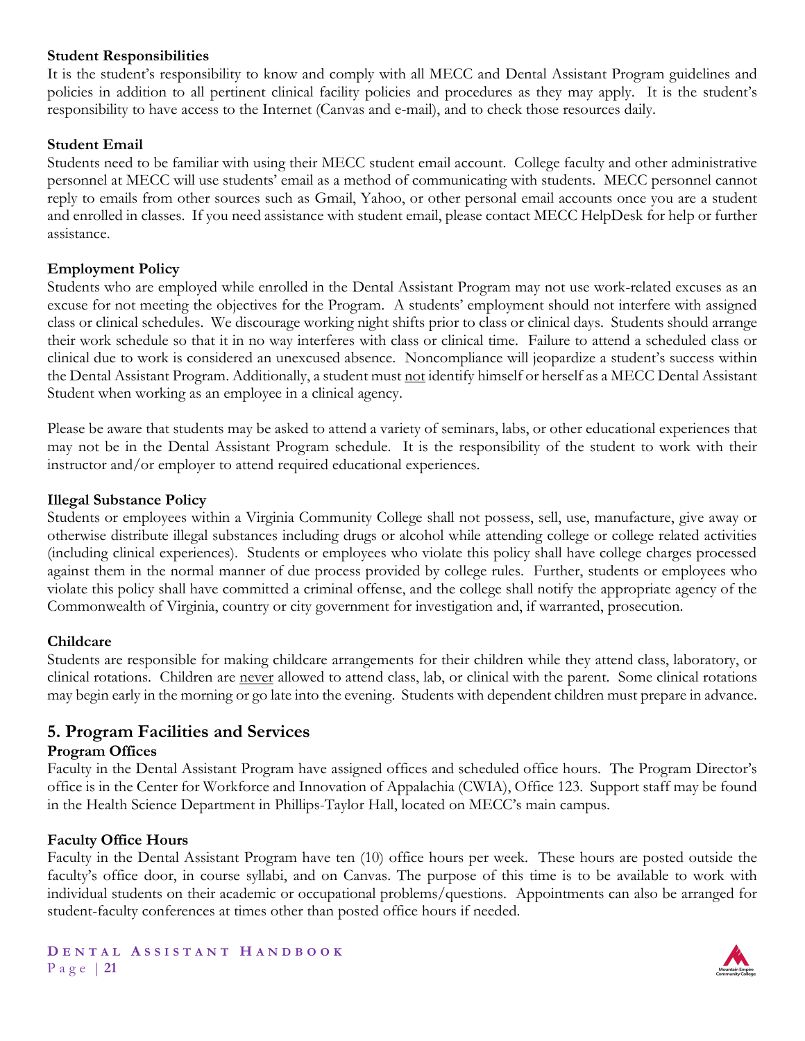**Student Responsibilities**

It is the student's responsibility to know and comply with all MECC and Dental Assistant Program guidelines and policies in addition to all pertinent clinical facility policies and procedures as they may apply. It is the student's responsibility to have access to the Internet (Canvas and e-mail), and to check those resources daily.

**Student Email**

Students need to be familiar with using their MECC student email account. College faculty and other administrative personnel at MECC will use students' email as a method of communicating with students. MECC personnel cannot reply to emails from other sources such as Gmail, Yahoo, or other personal email accounts once you are a student and enrolled in classes. If you need assistance with student email, please contact MECC HelpDesk for help or further assistance.

**Employment Policy**

Students who are employed while enrolled in the Dental Assistant Program may not use work-related excuses as an excuse for not meeting the objectives for the Program. A students' employment should not interfere with assigned class or clinical schedules. We discourage working night shifts prior to class or clinical days. Students should arrange their work schedule so that it in no way interferes with class or clinical time. Failure to attend a scheduled class or clinical due to work is considered an unexcused absence. Noncompliance will jeopardize a student's success within the Dental Assistant Program. Additionally, a student must <u>not</u> identify himself or herself as a MECC Dental Assistant Student when working as an employee in a clinical agency.

Please be aware that students may be asked to attend a variety of seminars, labs, or other educational experiences that may not be in the Dental Assistant Program schedule. It is the responsibility of the student to work with their instructor and/or employer to attend required educational experiences.

**Illegal Substance Policy**

Students or employees within a Virginia Community College shall not possess, sell, use, manufacture, give away or otherwise distribute illegal substances including drugs or alcohol while attending college or college related activities (including clinical experiences). Students or employees who violate this policy shall have college charges processed against them in the normal manner of due process provided by college rules. Further, students or employees who violate this policy shall have committed a criminal offense, and the college shall notify the appropriate agency of the Commonwealth of Virginia, country or city government for investigation and, if warranted, prosecution.

**Childcare**

Students are responsible for making childcare arrangements for their children while they attend class, laboratory, or clinical rotations. Children are <u>never</u> allowed to attend class, lab, or clinical with the parent. Some clinical rotations may begin early in the morning or go late into the evening. Students with dependent children must prepare in advance.

## 5. Program Facilities and Services

**Program Offices**

Faculty in the Dental Assistant Program have assigned offices and scheduled office hours. The Program Director's office is in the Center for Workforce and Innovation of Appalachia (CWIA), Office 123. Support staff may be found in the Health Science Department in Phillips-Taylor Hall, located on MECC's main campus.

**Faculty Office Hours**

Faculty in the Dental Assistant Program have ten (10) office hours per week. These hours are posted outside the faculty's office door, in course syllabi, and on Canvas. The purpose of this time is to be available to work with individual students on their academic or occupational problems/questions. Appointments can also be arranged for student-faculty conferences at times other than posted office hours if needed.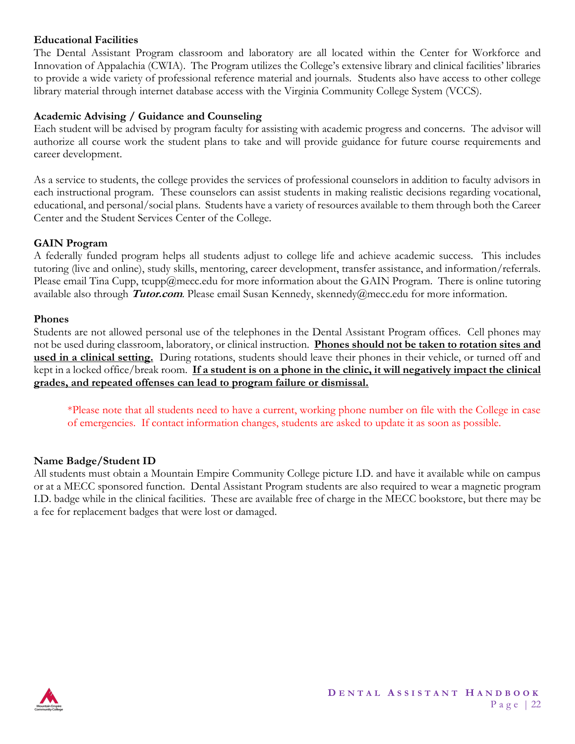**Educational Facilities**

The Dental Assistant Program classroom and laboratory are all located within the Center for Workforce and Innovation of Appalachia (CWIA). The Program utilizes the College's extensive library and clinical facilities' libraries to provide a wide variety of professional reference material and journals. Students also have access to other college library material through internet database access with the Virginia Community College System (VCCS).

**Academic Advising / Guidance and Counseling**

Each student will be advised by program faculty for assisting with academic progress and concerns. The advisor will authorize all course work the student plans to take and will provide guidance for future course requirements and career development.

As a service to students, the college provides the services of professional counselors in addition to faculty advisors in each instructional program. These counselors can assist students in making realistic decisions regarding vocational, educational, and personal/social plans. Students have a variety of resources available to them through both the Career Center and the Student Services Center of the College.

**GAIN Program**

A federally funded program helps all students adjust to college life and achieve academic success. This includes tutoring (live and online), study skills, mentoring, career development, transfer assistance, and information/referrals. Please email Tina Cupp, tcupp@mecc.edu for more information about the GAIN Program. There is online tutoring available also through ***Tutor.com***. Please email Susan Kennedy, skennedy@mecc.edu for more information.

**Phones**

Students are not allowed personal use of the telephones in the Dental Assistant Program offices. Cell phones may not be used during classroom, laboratory, or clinical instruction. **<u>Phones should not be taken to rotation sites and used in a clinical setting.</u>** During rotations, students should leave their phones in their vehicle, or turned off and kept in a locked office/break room. **<u>If a student is on a phone in the clinic, it will negatively impact the clinical grades, and repeated offenses can lead to program failure or dismissal.</u>**

> *Please note that all students need to have a current, working phone number on file with the College in case of emergencies. If contact information changes, students are asked to update it as soon as possible.

**Name Badge/Student ID**

All students must obtain a Mountain Empire Community College picture I.D. and have it available while on campus or at a MECC sponsored function. Dental Assistant Program students are also required to wear a magnetic program I.D. badge while in the clinical facilities. These are available free of charge in the MECC bookstore, but there may be a fee for replacement badges that were lost or damaged.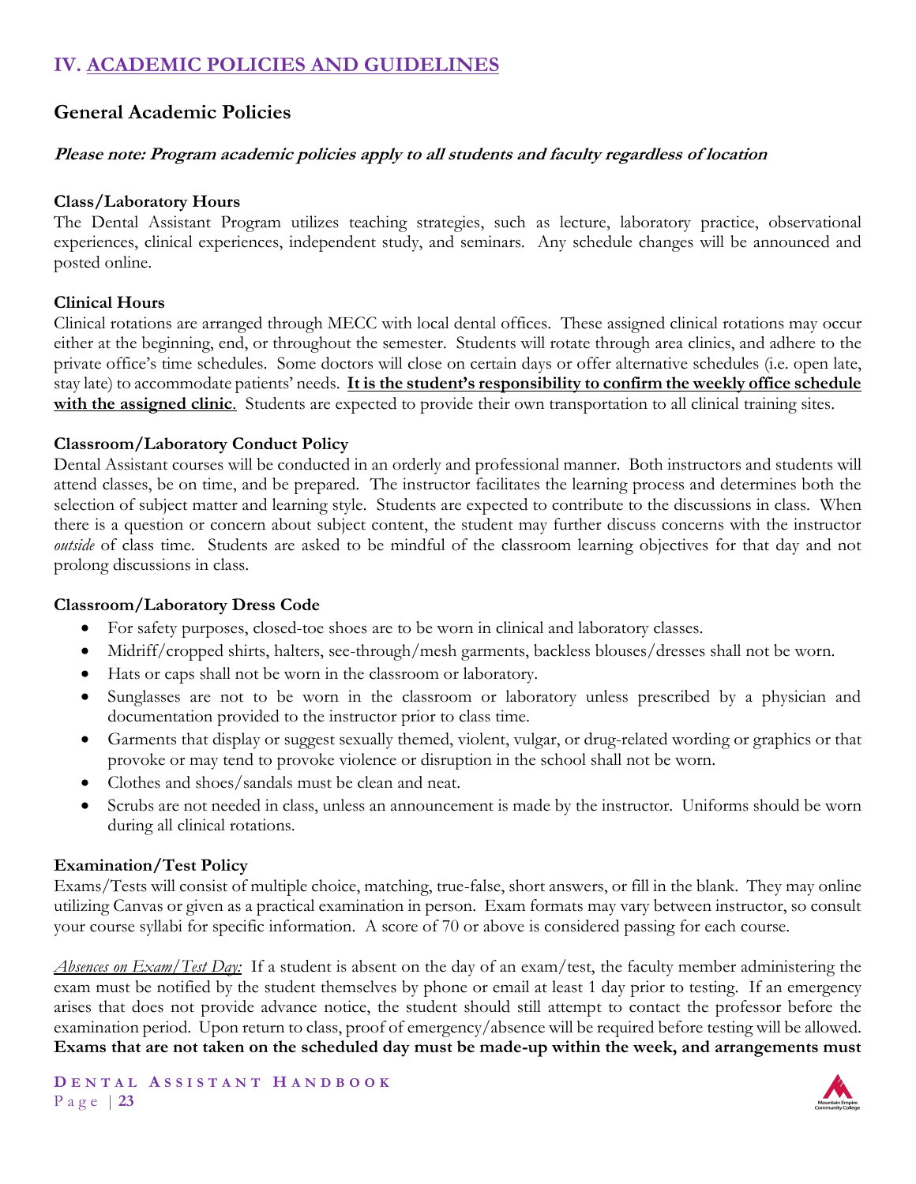# IV. ACADEMIC POLICIES AND GUIDELINES

## General Academic Policies

***Please note: Program academic policies apply to all students and faculty regardless of location***

**Class/Laboratory Hours**

The Dental Assistant Program utilizes teaching strategies, such as lecture, laboratory practice, observational experiences, clinical experiences, independent study, and seminars. Any schedule changes will be announced and posted online.

**Clinical Hours**

Clinical rotations are arranged through MECC with local dental offices. These assigned clinical rotations may occur either at the beginning, end, or throughout the semester. Students will rotate through area clinics, and adhere to the private office's time schedules. Some doctors will close on certain days or offer alternative schedules (i.e. open late, stay late) to accommodate patients' needs. **It is the student's responsibility to confirm the weekly office schedule with the assigned clinic**. Students are expected to provide their own transportation to all clinical training sites.

**Classroom/Laboratory Conduct Policy**

Dental Assistant courses will be conducted in an orderly and professional manner. Both instructors and students will attend classes, be on time, and be prepared. The instructor facilitates the learning process and determines both the selection of subject matter and learning style. Students are expected to contribute to the discussions in class. When there is a question or concern about subject content, the student may further discuss concerns with the instructor *outside* of class time. Students are asked to be mindful of the classroom learning objectives for that day and not prolong discussions in class.

**Classroom/Laboratory Dress Code**

- For safety purposes, closed-toe shoes are to be worn in clinical and laboratory classes.
- Midriff/cropped shirts, halters, see-through/mesh garments, backless blouses/dresses shall not be worn.
- Hats or caps shall not be worn in the classroom or laboratory.
- Sunglasses are not to be worn in the classroom or laboratory unless prescribed by a physician and documentation provided to the instructor prior to class time.
- Garments that display or suggest sexually themed, violent, vulgar, or drug-related wording or graphics or that provoke or may tend to provoke violence or disruption in the school shall not be worn.
- Clothes and shoes/sandals must be clean and neat.
- Scrubs are not needed in class, unless an announcement is made by the instructor. Uniforms should be worn during all clinical rotations.

**Examination/Test Policy**

Exams/Tests will consist of multiple choice, matching, true-false, short answers, or fill in the blank. They may online utilizing Canvas or given as a practical examination in person. Exam formats may vary between instructor, so consult your course syllabi for specific information. A score of 70 or above is considered passing for each course.

*Absences on Exam/Test Day:* If a student is absent on the day of an exam/test, the faculty member administering the exam must be notified by the student themselves by phone or email at least 1 day prior to testing. If an emergency arises that does not provide advance notice, the student should still attempt to contact the professor before the examination period. Upon return to class, proof of emergency/absence will be required before testing will be allowed. **Exams that are not taken on the scheduled day must be made-up within the week, and arrangements must**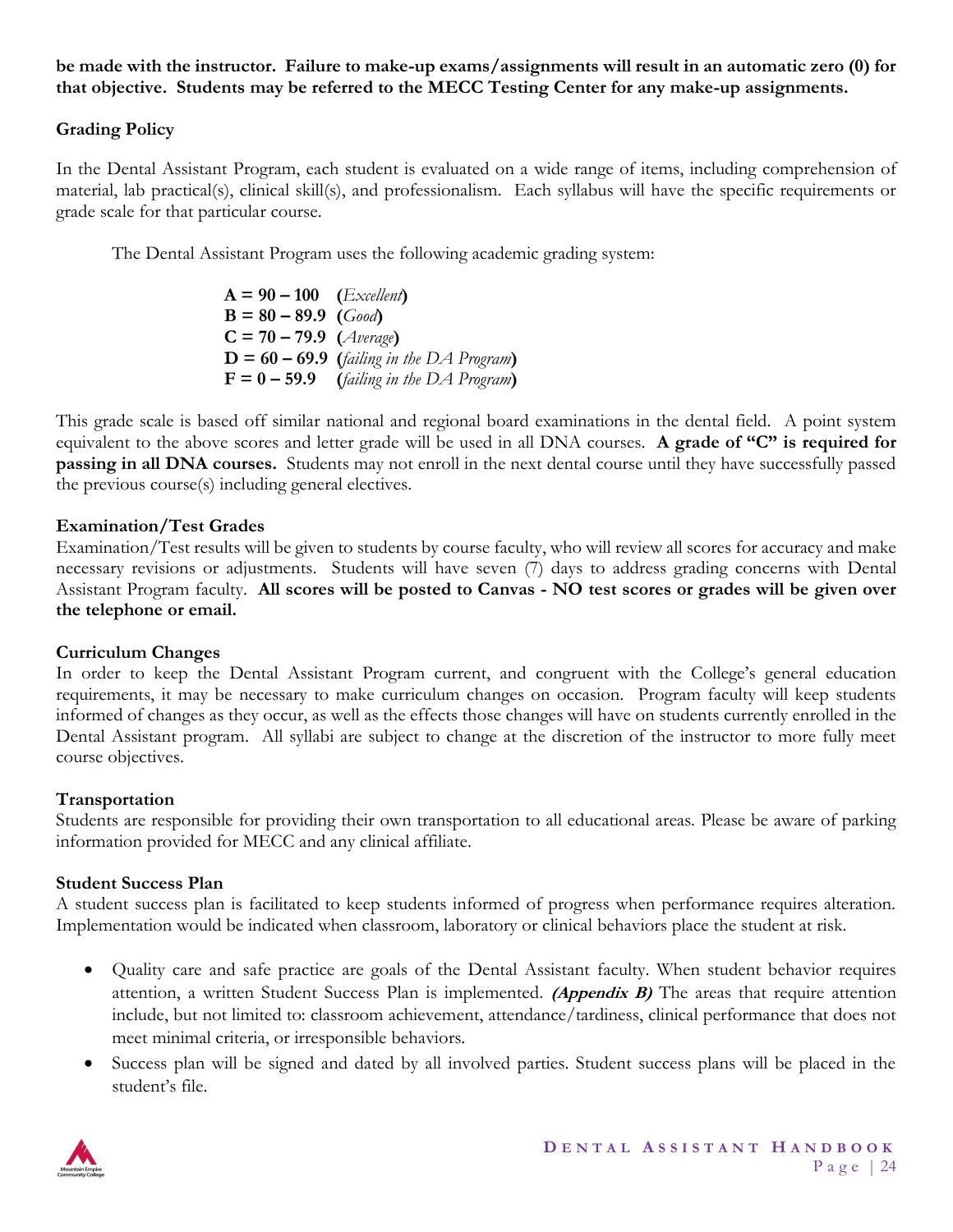**be made with the instructor. Failure to make-up exams/assignments will result in an automatic zero (0) for that objective. Students may be referred to the MECC Testing Center for any make-up assignments.**

**Grading Policy**

In the Dental Assistant Program, each student is evaluated on a wide range of items, including comprehension of material, lab practical(s), clinical skill(s), and professionalism. Each syllabus will have the specific requirements or grade scale for that particular course.

The Dental Assistant Program uses the following academic grading system:

**A = 90 – 100 (***Excellent***)**
**B = 80 – 89.9 (***Good***)**
**C = 70 – 79.9 (***Average***)**
**D = 60 – 69.9 (***failing in the DA Program***)**
**F = 0 – 59.9 (***failing in the DA Program***)**

This grade scale is based off similar national and regional board examinations in the dental field. A point system equivalent to the above scores and letter grade will be used in all DNA courses. **A grade of "C" is required for passing in all DNA courses.** Students may not enroll in the next dental course until they have successfully passed the previous course(s) including general electives.

**Examination/Test Grades**

Examination/Test results will be given to students by course faculty, who will review all scores for accuracy and make necessary revisions or adjustments. Students will have seven (7) days to address grading concerns with Dental Assistant Program faculty. **All scores will be posted to Canvas - NO test scores or grades will be given over the telephone or email.**

**Curriculum Changes**

In order to keep the Dental Assistant Program current, and congruent with the College's general education requirements, it may be necessary to make curriculum changes on occasion. Program faculty will keep students informed of changes as they occur, as well as the effects those changes will have on students currently enrolled in the Dental Assistant program. All syllabi are subject to change at the discretion of the instructor to more fully meet course objectives.

**Transportation**

Students are responsible for providing their own transportation to all educational areas. Please be aware of parking information provided for MECC and any clinical affiliate.

**Student Success Plan**

A student success plan is facilitated to keep students informed of progress when performance requires alteration. Implementation would be indicated when classroom, laboratory or clinical behaviors place the student at risk.

- Quality care and safe practice are goals of the Dental Assistant faculty. When student behavior requires attention, a written Student Success Plan is implemented. ***(Appendix B)*** The areas that require attention include, but not limited to: classroom achievement, attendance/tardiness, clinical performance that does not meet minimal criteria, or irresponsible behaviors.
- Success plan will be signed and dated by all involved parties. Student success plans will be placed in the student's file.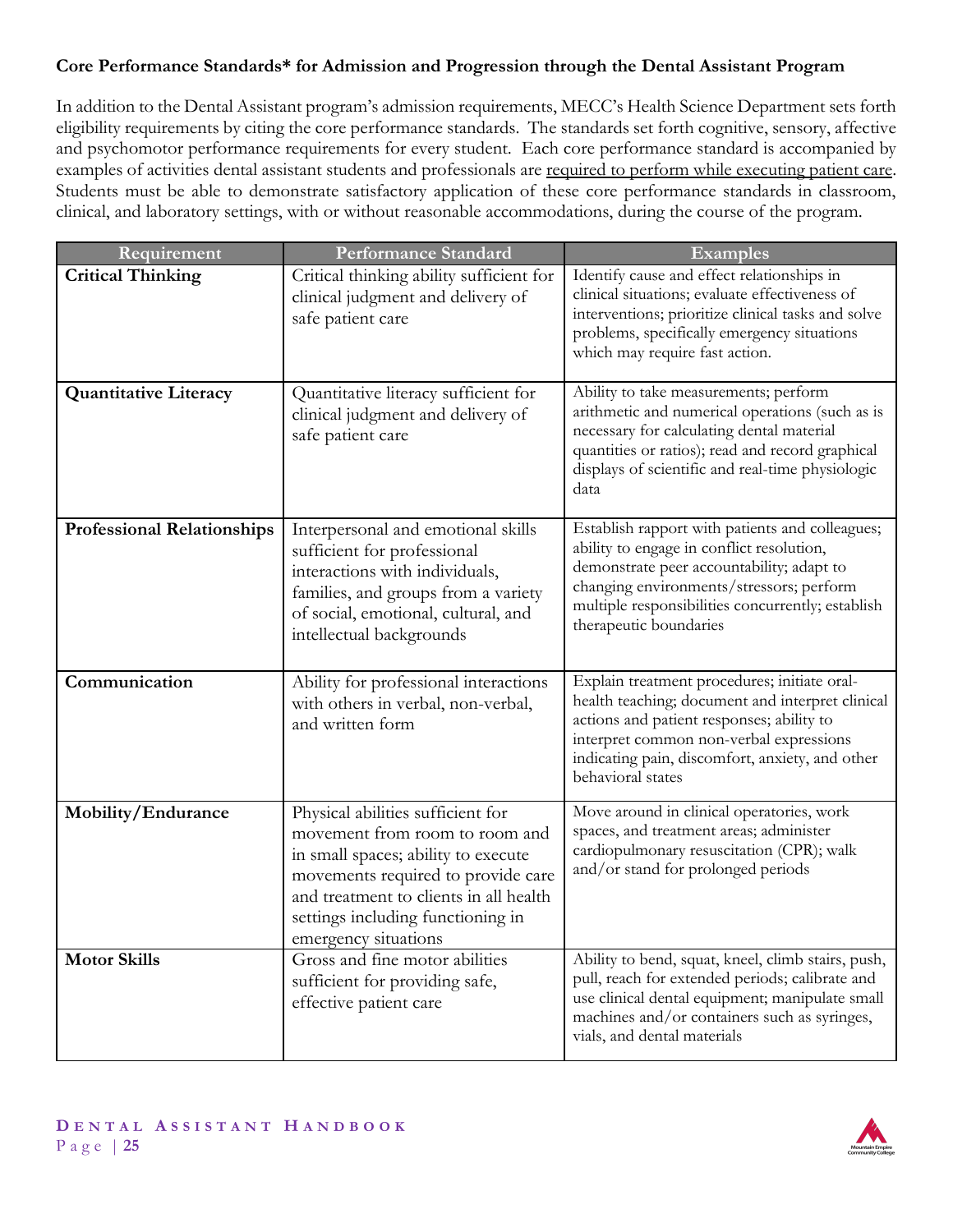**Core Performance Standards* for Admission and Progression through the Dental Assistant Program**

In addition to the Dental Assistant program's admission requirements, MECC's Health Science Department sets forth eligibility requirements by citing the core performance standards. The standards set forth cognitive, sensory, affective and psychomotor performance requirements for every student. Each core performance standard is accompanied by examples of activities dental assistant students and professionals are <u>required to perform while executing patient care</u>. Students must be able to demonstrate satisfactory application of these core performance standards in classroom, clinical, and laboratory settings, with or without reasonable accommodations, during the course of the program.

| Requirement | Performance Standard | Examples |
|---|---|---|
| **Critical Thinking** | Critical thinking ability sufficient for clinical judgment and delivery of safe patient care | Identify cause and effect relationships in clinical situations; evaluate effectiveness of interventions; prioritize clinical tasks and solve problems, specifically emergency situations which may require fast action. |
| **Quantitative Literacy** | Quantitative literacy sufficient for clinical judgment and delivery of safe patient care | Ability to take measurements; perform arithmetic and numerical operations (such as is necessary for calculating dental material quantities or ratios); read and record graphical displays of scientific and real-time physiologic data |
| **Professional Relationships** | Interpersonal and emotional skills sufficient for professional interactions with individuals, families, and groups from a variety of social, emotional, cultural, and intellectual backgrounds | Establish rapport with patients and colleagues; ability to engage in conflict resolution, demonstrate peer accountability; adapt to changing environments/stressors; perform multiple responsibilities concurrently; establish therapeutic boundaries |
| **Communication** | Ability for professional interactions with others in verbal, non-verbal, and written form | Explain treatment procedures; initiate oral-health teaching; document and interpret clinical actions and patient responses; ability to interpret common non-verbal expressions indicating pain, discomfort, anxiety, and other behavioral states |
| **Mobility/Endurance** | Physical abilities sufficient for movement from room to room and in small spaces; ability to execute movements required to provide care and treatment to clients in all health settings including functioning in emergency situations | Move around in clinical operatories, work spaces, and treatment areas; administer cardiopulmonary resuscitation (CPR); walk and/or stand for prolonged periods |
| **Motor Skills** | Gross and fine motor abilities sufficient for providing safe, effective patient care | Ability to bend, squat, kneel, climb stairs, push, pull, reach for extended periods; calibrate and use clinical dental equipment; manipulate small machines and/or containers such as syringes, vials, and dental materials |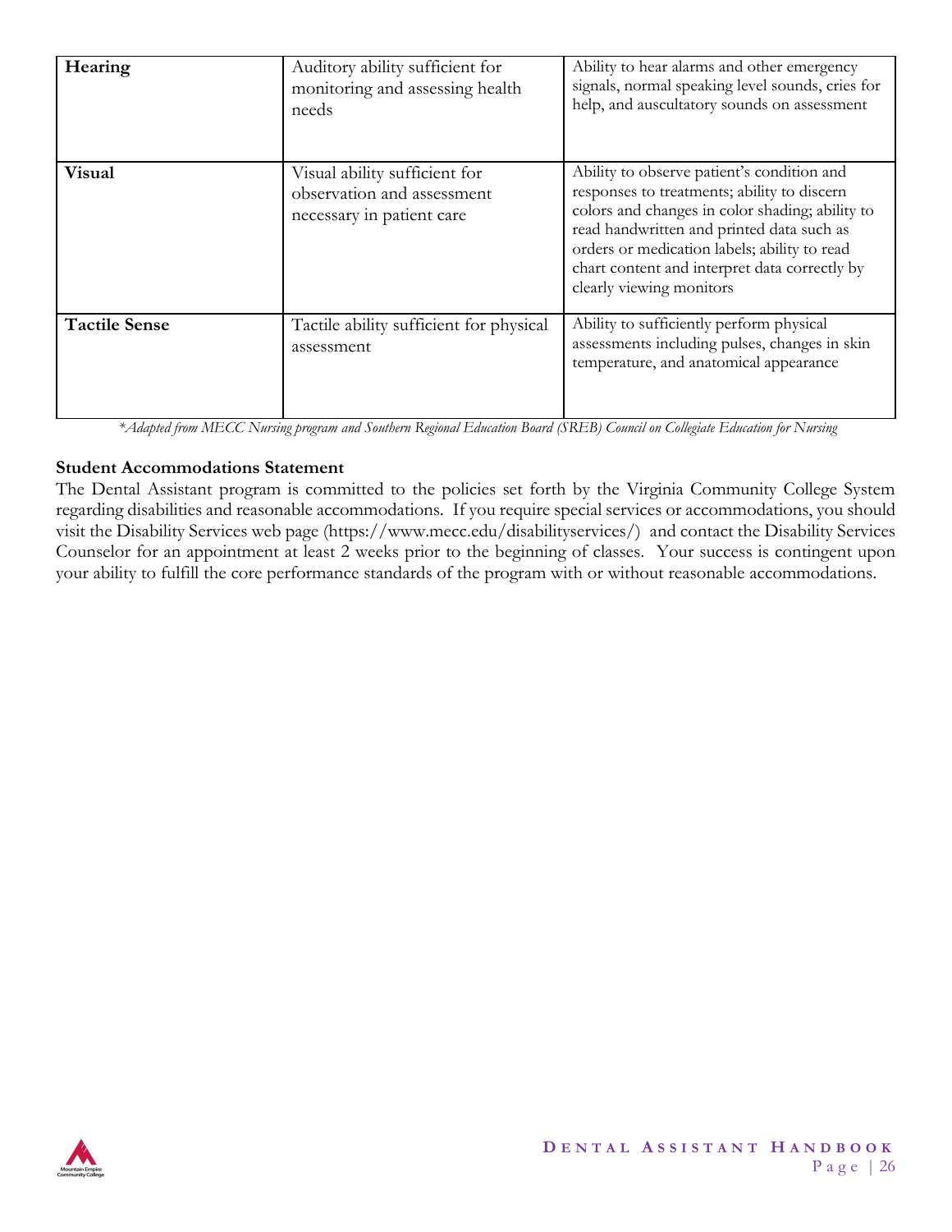| | | |
|---|---|---|
| **Hearing** | Auditory ability sufficient for monitoring and assessing health needs | Ability to hear alarms and other emergency signals, normal speaking level sounds, cries for help, and auscultatory sounds on assessment |
| **Visual** | Visual ability sufficient for observation and assessment necessary in patient care | Ability to observe patient's condition and responses to treatments; ability to discern colors and changes in color shading; ability to read handwritten and printed data such as orders or medication labels; ability to read chart content and interpret data correctly by clearly viewing monitors |
| **Tactile Sense** | Tactile ability sufficient for physical assessment | Ability to sufficiently perform physical assessments including pulses, changes in skin temperature, and anatomical appearance |

*\*Adapted from MECC Nursing program and Southern Regional Education Board (SREB) Council on Collegiate Education for Nursing*

**Student Accommodations Statement**

The Dental Assistant program is committed to the policies set forth by the Virginia Community College System regarding disabilities and reasonable accommodations. If you require special services or accommodations, you should visit the Disability Services web page (https://www.mecc.edu/disabilityservices/) and contact the Disability Services Counselor for an appointment at least 2 weeks prior to the beginning of classes. Your success is contingent upon your ability to fulfill the core performance standards of the program with or without reasonable accommodations.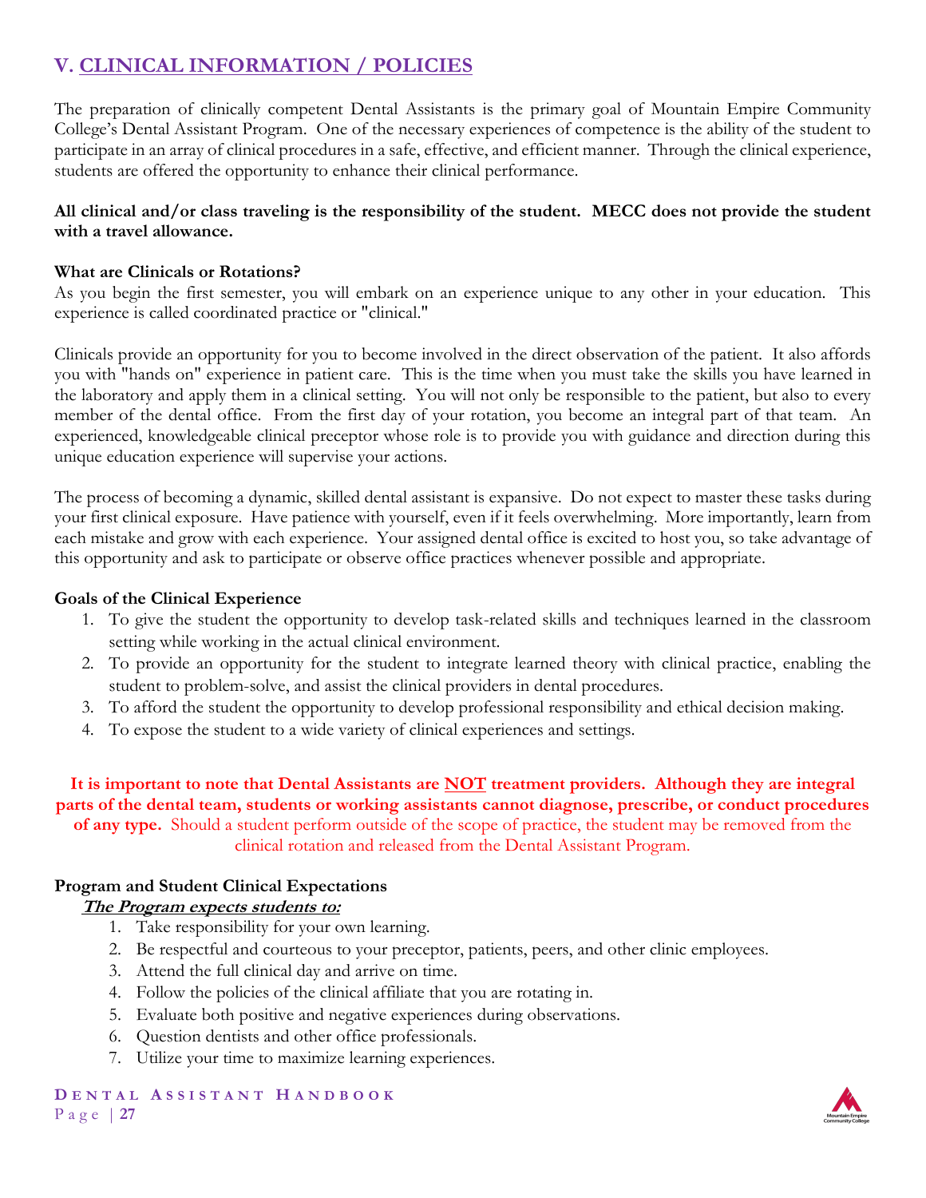## V. CLINICAL INFORMATION / POLICIES

The preparation of clinically competent Dental Assistants is the primary goal of Mountain Empire Community College's Dental Assistant Program. One of the necessary experiences of competence is the ability of the student to participate in an array of clinical procedures in a safe, effective, and efficient manner. Through the clinical experience, students are offered the opportunity to enhance their clinical performance.

**All clinical and/or class traveling is the responsibility of the student. MECC does not provide the student with a travel allowance.**

**What are Clinicals or Rotations?**
As you begin the first semester, you will embark on an experience unique to any other in your education. This experience is called coordinated practice or "clinical."

Clinicals provide an opportunity for you to become involved in the direct observation of the patient. It also affords you with "hands on" experience in patient care. This is the time when you must take the skills you have learned in the laboratory and apply them in a clinical setting. You will not only be responsible to the patient, but also to every member of the dental office. From the first day of your rotation, you become an integral part of that team. An experienced, knowledgeable clinical preceptor whose role is to provide you with guidance and direction during this unique education experience will supervise your actions.

The process of becoming a dynamic, skilled dental assistant is expansive. Do not expect to master these tasks during your first clinical exposure. Have patience with yourself, even if it feels overwhelming. More importantly, learn from each mistake and grow with each experience. Your assigned dental office is excited to host you, so take advantage of this opportunity and ask to participate or observe office practices whenever possible and appropriate.

**Goals of the Clinical Experience**

1. To give the student the opportunity to develop task-related skills and techniques learned in the classroom setting while working in the actual clinical environment.
2. To provide an opportunity for the student to integrate learned theory with clinical practice, enabling the student to problem-solve, and assist the clinical providers in dental procedures.
3. To afford the student the opportunity to develop professional responsibility and ethical decision making.
4. To expose the student to a wide variety of clinical experiences and settings.

**It is important to note that Dental Assistants are NOT treatment providers. Although they are integral parts of the dental team, students or working assistants cannot diagnose, prescribe, or conduct procedures of any type.** Should a student perform outside of the scope of practice, the student may be removed from the clinical rotation and released from the Dental Assistant Program.

**Program and Student Clinical Expectations**

***The Program expects students to:***

1. Take responsibility for your own learning.
2. Be respectful and courteous to your preceptor, patients, peers, and other clinic employees.
3. Attend the full clinical day and arrive on time.
4. Follow the policies of the clinical affiliate that you are rotating in.
5. Evaluate both positive and negative experiences during observations.
6. Question dentists and other office professionals.
7. Utilize your time to maximize learning experiences.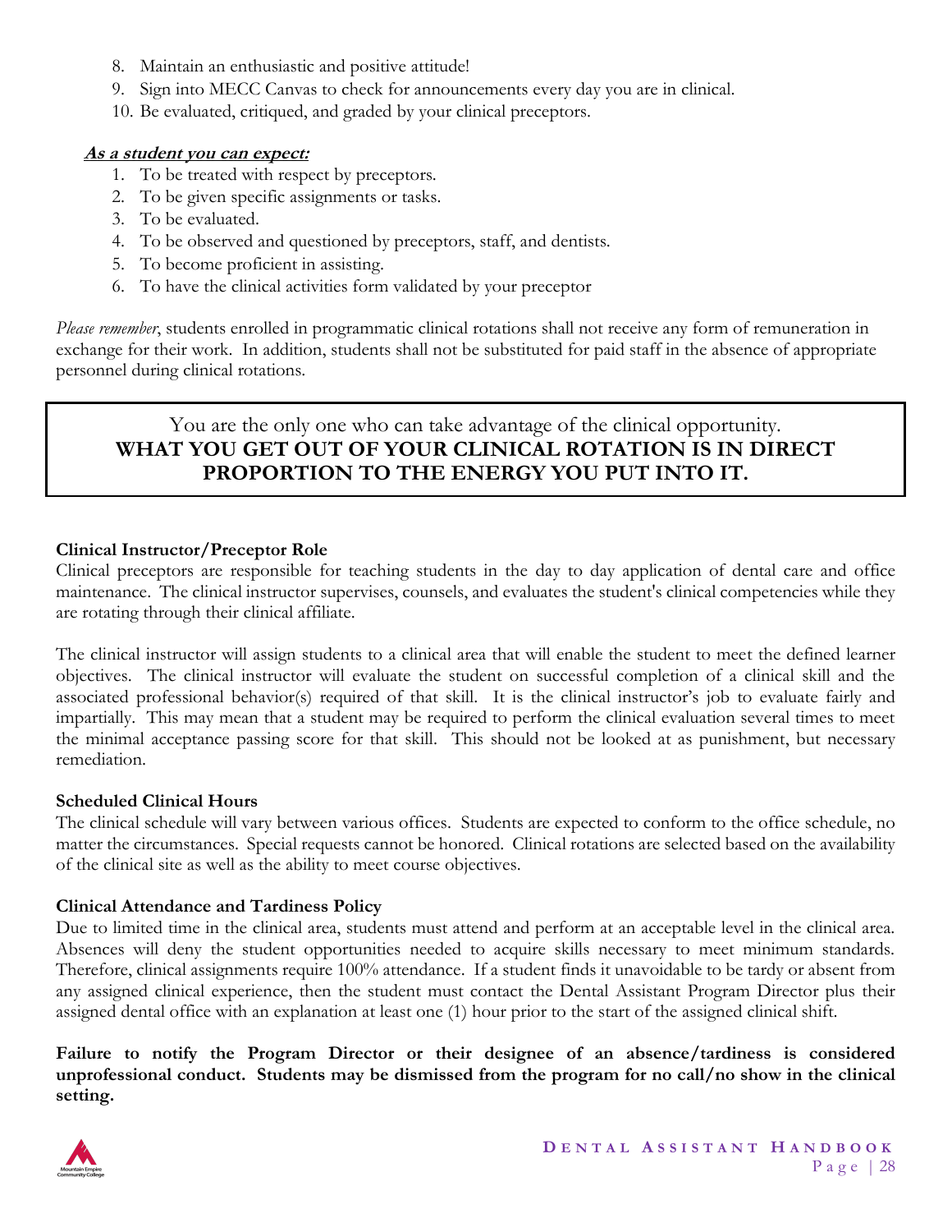8. Maintain an enthusiastic and positive attitude!
9. Sign into MECC Canvas to check for announcements every day you are in clinical.
10. Be evaluated, critiqued, and graded by your clinical preceptors.

***As a student you can expect:***

1. To be treated with respect by preceptors.
2. To be given specific assignments or tasks.
3. To be evaluated.
4. To be observed and questioned by preceptors, staff, and dentists.
5. To become proficient in assisting.
6. To have the clinical activities form validated by your preceptor

*Please remember*, students enrolled in programmatic clinical rotations shall not receive any form of remuneration in exchange for their work. In addition, students shall not be substituted for paid staff in the absence of appropriate personnel during clinical rotations.

> You are the only one who can take advantage of the clinical opportunity.
> **WHAT YOU GET OUT OF YOUR CLINICAL ROTATION IS IN DIRECT PROPORTION TO THE ENERGY YOU PUT INTO IT.**

**Clinical Instructor/Preceptor Role**

Clinical preceptors are responsible for teaching students in the day to day application of dental care and office maintenance. The clinical instructor supervises, counsels, and evaluates the student's clinical competencies while they are rotating through their clinical affiliate.

The clinical instructor will assign students to a clinical area that will enable the student to meet the defined learner objectives. The clinical instructor will evaluate the student on successful completion of a clinical skill and the associated professional behavior(s) required of that skill. It is the clinical instructor's job to evaluate fairly and impartially. This may mean that a student may be required to perform the clinical evaluation several times to meet the minimal acceptance passing score for that skill. This should not be looked at as punishment, but necessary remediation.

**Scheduled Clinical Hours**

The clinical schedule will vary between various offices. Students are expected to conform to the office schedule, no matter the circumstances. Special requests cannot be honored. Clinical rotations are selected based on the availability of the clinical site as well as the ability to meet course objectives.

**Clinical Attendance and Tardiness Policy**

Due to limited time in the clinical area, students must attend and perform at an acceptable level in the clinical area. Absences will deny the student opportunities needed to acquire skills necessary to meet minimum standards. Therefore, clinical assignments require 100% attendance. If a student finds it unavoidable to be tardy or absent from any assigned clinical experience, then the student must contact the Dental Assistant Program Director plus their assigned dental office with an explanation at least one (1) hour prior to the start of the assigned clinical shift.

**Failure to notify the Program Director or their designee of an absence/tardiness is considered unprofessional conduct. Students may be dismissed from the program for no call/no show in the clinical setting.**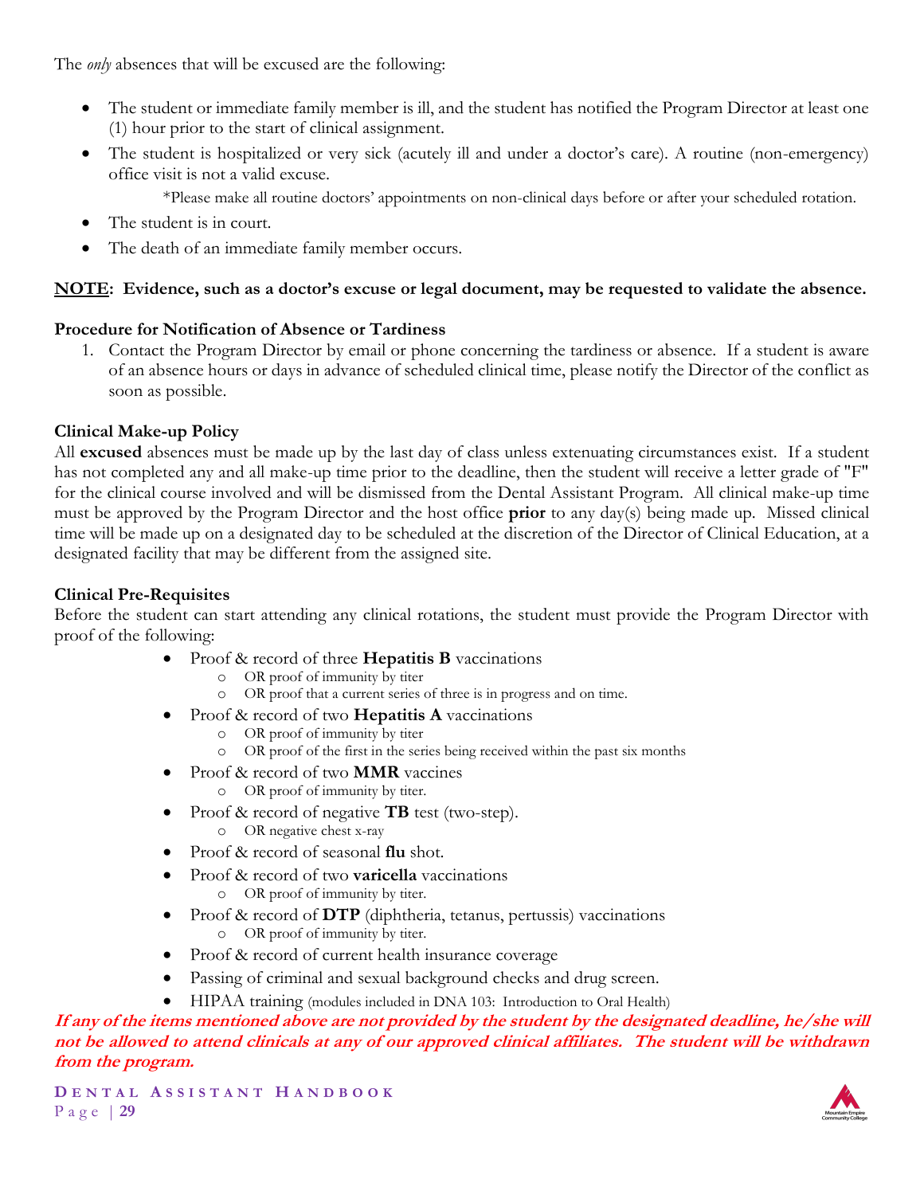The *only* absences that will be excused are the following:

- The student or immediate family member is ill, and the student has notified the Program Director at least one (1) hour prior to the start of clinical assignment.
- The student is hospitalized or very sick (acutely ill and under a doctor's care). A routine (non-emergency) office visit is not a valid excuse.

  *Please make all routine doctors' appointments on non-clinical days before or after your scheduled rotation.
- The student is in court.
- The death of an immediate family member occurs.

**<u>NOTE</u>: Evidence, such as a doctor's excuse or legal document, may be requested to validate the absence.**

**Procedure for Notification of Absence or Tardiness**

1. Contact the Program Director by email or phone concerning the tardiness or absence. If a student is aware of an absence hours or days in advance of scheduled clinical time, please notify the Director of the conflict as soon as possible.

**Clinical Make-up Policy**

All **excused** absences must be made up by the last day of class unless extenuating circumstances exist. If a student has not completed any and all make-up time prior to the deadline, then the student will receive a letter grade of "F" for the clinical course involved and will be dismissed from the Dental Assistant Program. All clinical make-up time must be approved by the Program Director and the host office **prior** to any day(s) being made up. Missed clinical time will be made up on a designated day to be scheduled at the discretion of the Director of Clinical Education, at a designated facility that may be different from the assigned site.

**Clinical Pre-Requisites**

Before the student can start attending any clinical rotations, the student must provide the Program Director with proof of the following:

- Proof & record of three **Hepatitis B** vaccinations
  - OR proof of immunity by titer
  - OR proof that a current series of three is in progress and on time.
- Proof & record of two **Hepatitis A** vaccinations
  - OR proof of immunity by titer
  - OR proof of the first in the series being received within the past six months
- Proof & record of two **MMR** vaccines
  - OR proof of immunity by titer.
- Proof & record of negative **TB** test (two-step).
  - OR negative chest x-ray
- Proof & record of seasonal **flu** shot.
- Proof & record of two **varicella** vaccinations
  - OR proof of immunity by titer.
- Proof & record of **DTP** (diphtheria, tetanus, pertussis) vaccinations
  - OR proof of immunity by titer.
- Proof & record of current health insurance coverage
- Passing of criminal and sexual background checks and drug screen.
- HIPAA training (modules included in DNA 103: Introduction to Oral Health)

***If any of the items mentioned above are not provided by the student by the designated deadline, he/she will not be allowed to attend clinicals at any of our approved clinical affiliates. The student will be withdrawn from the program.***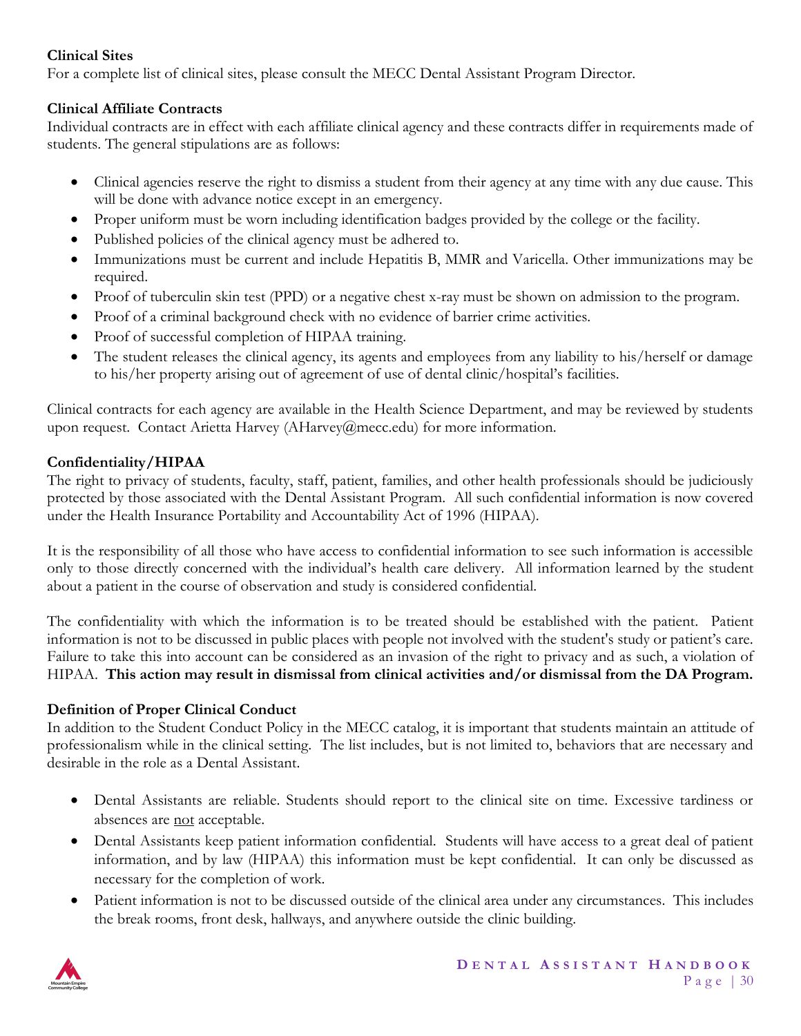**Clinical Sites**

For a complete list of clinical sites, please consult the MECC Dental Assistant Program Director.

**Clinical Affiliate Contracts**

Individual contracts are in effect with each affiliate clinical agency and these contracts differ in requirements made of students. The general stipulations are as follows:

- Clinical agencies reserve the right to dismiss a student from their agency at any time with any due cause. This will be done with advance notice except in an emergency.
- Proper uniform must be worn including identification badges provided by the college or the facility.
- Published policies of the clinical agency must be adhered to.
- Immunizations must be current and include Hepatitis B, MMR and Varicella. Other immunizations may be required.
- Proof of tuberculin skin test (PPD) or a negative chest x-ray must be shown on admission to the program.
- Proof of a criminal background check with no evidence of barrier crime activities.
- Proof of successful completion of HIPAA training.
- The student releases the clinical agency, its agents and employees from any liability to his/herself or damage to his/her property arising out of agreement of use of dental clinic/hospital's facilities.

Clinical contracts for each agency are available in the Health Science Department, and may be reviewed by students upon request. Contact Arietta Harvey (AHarvey@mecc.edu) for more information.

**Confidentiality/HIPAA**

The right to privacy of students, faculty, staff, patient, families, and other health professionals should be judiciously protected by those associated with the Dental Assistant Program. All such confidential information is now covered under the Health Insurance Portability and Accountability Act of 1996 (HIPAA).

It is the responsibility of all those who have access to confidential information to see such information is accessible only to those directly concerned with the individual's health care delivery. All information learned by the student about a patient in the course of observation and study is considered confidential.

The confidentiality with which the information is to be treated should be established with the patient. Patient information is not to be discussed in public places with people not involved with the student's study or patient's care. Failure to take this into account can be considered as an invasion of the right to privacy and as such, a violation of HIPAA. **This action may result in dismissal from clinical activities and/or dismissal from the DA Program.**

**Definition of Proper Clinical Conduct**

In addition to the Student Conduct Policy in the MECC catalog, it is important that students maintain an attitude of professionalism while in the clinical setting. The list includes, but is not limited to, behaviors that are necessary and desirable in the role as a Dental Assistant.

- Dental Assistants are reliable. Students should report to the clinical site on time. Excessive tardiness or absences are <u>not</u> acceptable.
- Dental Assistants keep patient information confidential. Students will have access to a great deal of patient information, and by law (HIPAA) this information must be kept confidential. It can only be discussed as necessary for the completion of work.
- Patient information is not to be discussed outside of the clinical area under any circumstances. This includes the break rooms, front desk, hallways, and anywhere outside the clinic building.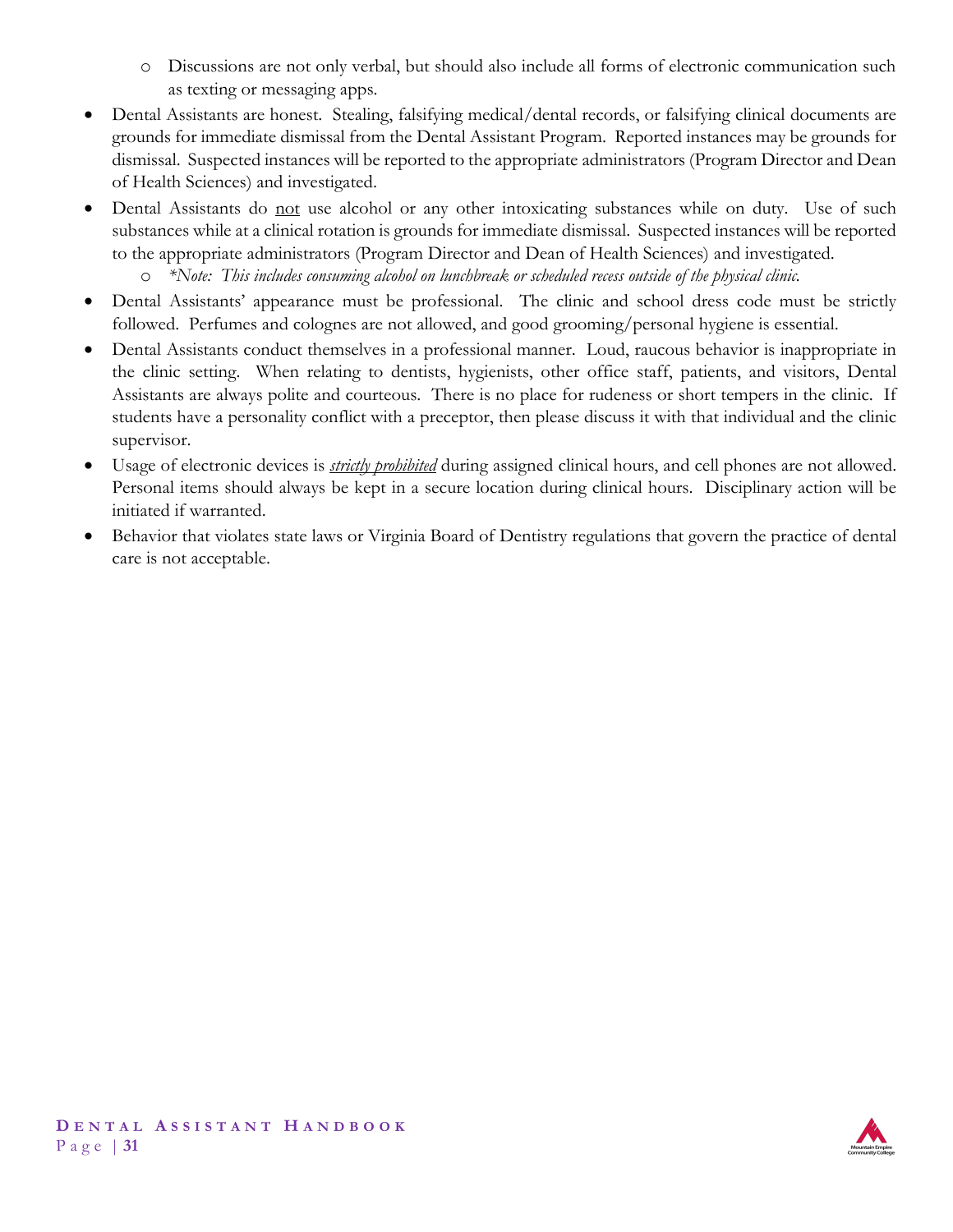- Discussions are not only verbal, but should also include all forms of electronic communication such as texting or messaging apps.
- Dental Assistants are honest. Stealing, falsifying medical/dental records, or falsifying clinical documents are grounds for immediate dismissal from the Dental Assistant Program. Reported instances may be grounds for dismissal. Suspected instances will be reported to the appropriate administrators (Program Director and Dean of Health Sciences) and investigated.
- Dental Assistants do <u>not</u> use alcohol or any other intoxicating substances while on duty. Use of such substances while at a clinical rotation is grounds for immediate dismissal. Suspected instances will be reported to the appropriate administrators (Program Director and Dean of Health Sciences) and investigated.
  - *\*Note: This includes consuming alcohol on lunchbreak or scheduled recess outside of the physical clinic.*
- Dental Assistants' appearance must be professional. The clinic and school dress code must be strictly followed. Perfumes and colognes are not allowed, and good grooming/personal hygiene is essential.
- Dental Assistants conduct themselves in a professional manner. Loud, raucous behavior is inappropriate in the clinic setting. When relating to dentists, hygienists, other office staff, patients, and visitors, Dental Assistants are always polite and courteous. There is no place for rudeness or short tempers in the clinic. If students have a personality conflict with a preceptor, then please discuss it with that individual and the clinic supervisor.
- Usage of electronic devices is <u>*strictly prohibited*</u> during assigned clinical hours, and cell phones are not allowed. Personal items should always be kept in a secure location during clinical hours. Disciplinary action will be initiated if warranted.
- Behavior that violates state laws or Virginia Board of Dentistry regulations that govern the practice of dental care is not acceptable.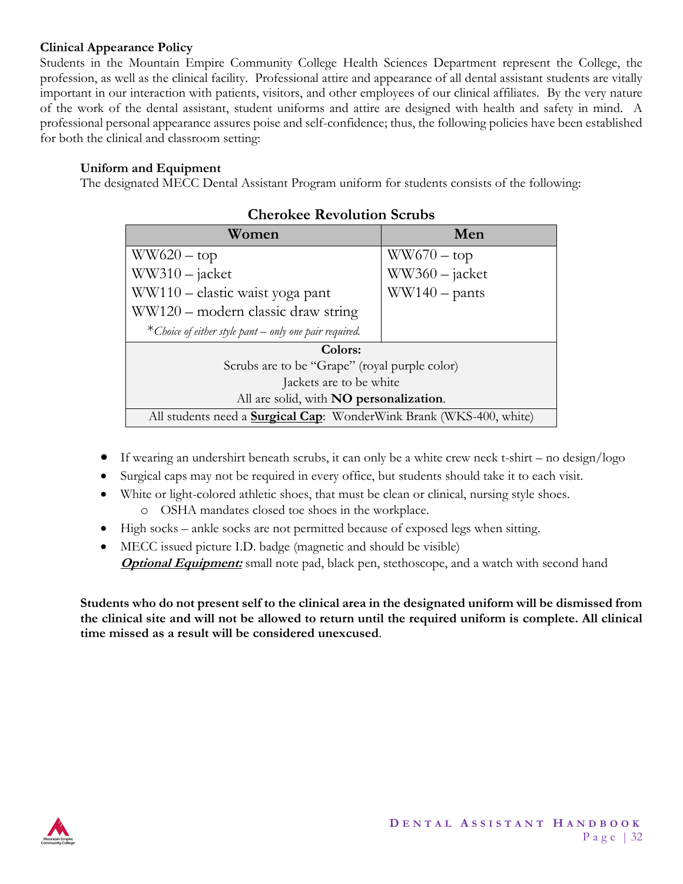**Clinical Appearance Policy**

Students in the Mountain Empire Community College Health Sciences Department represent the College, the profession, as well as the clinical facility. Professional attire and appearance of all dental assistant students are vitally important in our interaction with patients, visitors, and other employees of our clinical affiliates. By the very nature of the work of the dental assistant, student uniforms and attire are designed with health and safety in mind. A professional personal appearance assures poise and self-confidence; thus, the following policies have been established for both the clinical and classroom setting:

**Uniform and Equipment**

The designated MECC Dental Assistant Program uniform for students consists of the following:

**Cherokee Revolution Scrubs**

| Women | Men |
|---|---|
| WW620 – top | WW670 – top |
| WW310 – jacket | WW360 – jacket |
| WW110 – elastic waist yoga pant | WW140 – pants |
| WW120 – modern classic draw string | |
| **Choice of either style pant – only one pair required.* | |
| **Colors:** Scrubs are to be "Grape" (royal purple color); Jackets are to be white; All are solid, with **NO personalization**. | |
| All students need a **Surgical Cap**: WonderWink Brank (WKS-400, white) | |

- If wearing an undershirt beneath scrubs, it can only be a white crew neck t-shirt – no design/logo
- Surgical caps may not be required in every office, but students should take it to each visit.
- White or light-colored athletic shoes, that must be clean or clinical, nursing style shoes.
  - OSHA mandates closed toe shoes in the workplace.
- High socks – ankle socks are not permitted because of exposed legs when sitting.
- MECC issued picture I.D. badge (magnetic and should be visible)

  ***Optional Equipment:*** small note pad, black pen, stethoscope, and a watch with second hand

**Students who do not present self to the clinical area in the designated uniform will be dismissed from the clinical site and will not be allowed to return until the required uniform is complete. All clinical time missed as a result will be considered unexcused**.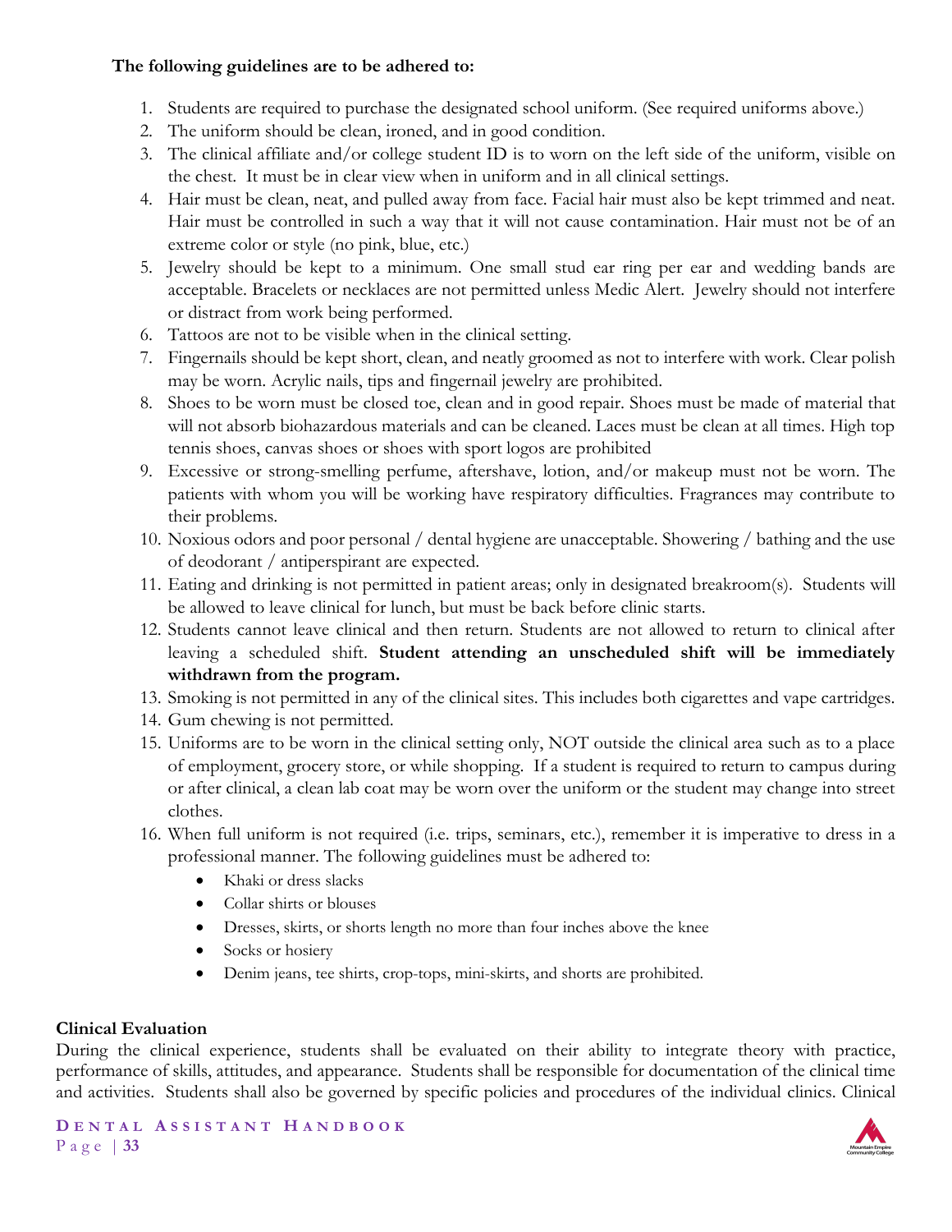**The following guidelines are to be adhered to:**

1. Students are required to purchase the designated school uniform. (See required uniforms above.)
2. The uniform should be clean, ironed, and in good condition.
3. The clinical affiliate and/or college student ID is to worn on the left side of the uniform, visible on the chest. It must be in clear view when in uniform and in all clinical settings.
4. Hair must be clean, neat, and pulled away from face. Facial hair must also be kept trimmed and neat. Hair must be controlled in such a way that it will not cause contamination. Hair must not be of an extreme color or style (no pink, blue, etc.)
5. Jewelry should be kept to a minimum. One small stud ear ring per ear and wedding bands are acceptable. Bracelets or necklaces are not permitted unless Medic Alert. Jewelry should not interfere or distract from work being performed.
6. Tattoos are not to be visible when in the clinical setting.
7. Fingernails should be kept short, clean, and neatly groomed as not to interfere with work. Clear polish may be worn. Acrylic nails, tips and fingernail jewelry are prohibited.
8. Shoes to be worn must be closed toe, clean and in good repair. Shoes must be made of material that will not absorb biohazardous materials and can be cleaned. Laces must be clean at all times. High top tennis shoes, canvas shoes or shoes with sport logos are prohibited
9. Excessive or strong-smelling perfume, aftershave, lotion, and/or makeup must not be worn. The patients with whom you will be working have respiratory difficulties. Fragrances may contribute to their problems.
10. Noxious odors and poor personal / dental hygiene are unacceptable. Showering / bathing and the use of deodorant / antiperspirant are expected.
11. Eating and drinking is not permitted in patient areas; only in designated breakroom(s). Students will be allowed to leave clinical for lunch, but must be back before clinic starts.
12. Students cannot leave clinical and then return. Students are not allowed to return to clinical after leaving a scheduled shift. **Student attending an unscheduled shift will be immediately withdrawn from the program.**
13. Smoking is not permitted in any of the clinical sites. This includes both cigarettes and vape cartridges.
14. Gum chewing is not permitted.
15. Uniforms are to be worn in the clinical setting only, NOT outside the clinical area such as to a place of employment, grocery store, or while shopping. If a student is required to return to campus during or after clinical, a clean lab coat may be worn over the uniform or the student may change into street clothes.
16. When full uniform is not required (i.e. trips, seminars, etc.), remember it is imperative to dress in a professional manner. The following guidelines must be adhered to:
    - Khaki or dress slacks
    - Collar shirts or blouses
    - Dresses, skirts, or shorts length no more than four inches above the knee
    - Socks or hosiery
    - Denim jeans, tee shirts, crop-tops, mini-skirts, and shorts are prohibited.

**Clinical Evaluation**

During the clinical experience, students shall be evaluated on their ability to integrate theory with practice, performance of skills, attitudes, and appearance. Students shall be responsible for documentation of the clinical time and activities. Students shall also be governed by specific policies and procedures of the individual clinics. Clinical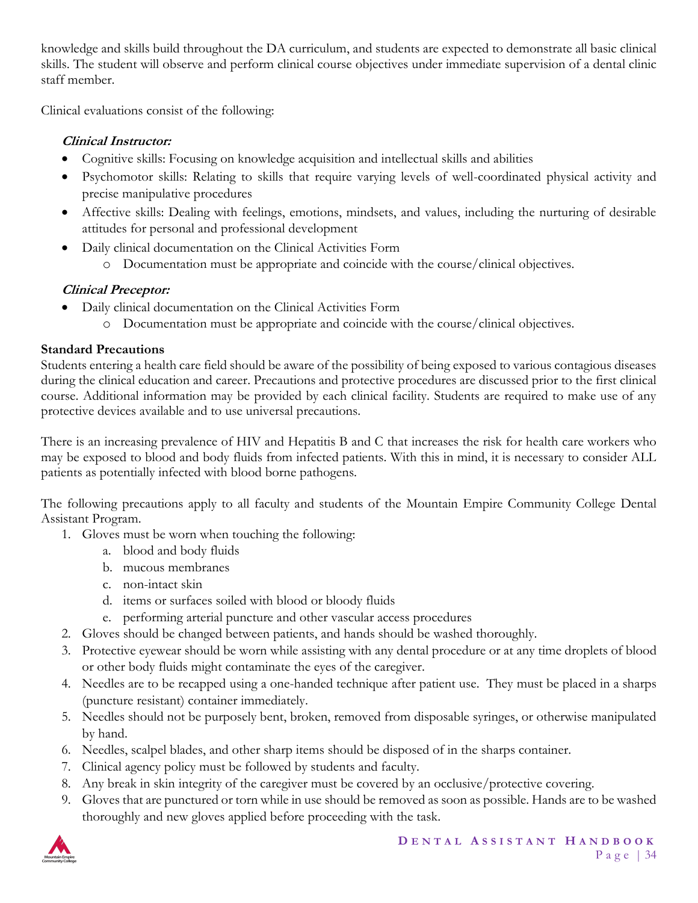knowledge and skills build throughout the DA curriculum, and students are expected to demonstrate all basic clinical skills. The student will observe and perform clinical course objectives under immediate supervision of a dental clinic staff member.

Clinical evaluations consist of the following:

***Clinical Instructor:***

- Cognitive skills: Focusing on knowledge acquisition and intellectual skills and abilities
- Psychomotor skills: Relating to skills that require varying levels of well-coordinated physical activity and precise manipulative procedures
- Affective skills: Dealing with feelings, emotions, mindsets, and values, including the nurturing of desirable attitudes for personal and professional development
- Daily clinical documentation on the Clinical Activities Form
    - Documentation must be appropriate and coincide with the course/clinical objectives.

***Clinical Preceptor:***

- Daily clinical documentation on the Clinical Activities Form
    - Documentation must be appropriate and coincide with the course/clinical objectives.

**Standard Precautions**

Students entering a health care field should be aware of the possibility of being exposed to various contagious diseases during the clinical education and career. Precautions and protective procedures are discussed prior to the first clinical course. Additional information may be provided by each clinical facility. Students are required to make use of any protective devices available and to use universal precautions.

There is an increasing prevalence of HIV and Hepatitis B and C that increases the risk for health care workers who may be exposed to blood and body fluids from infected patients. With this in mind, it is necessary to consider ALL patients as potentially infected with blood borne pathogens.

The following precautions apply to all faculty and students of the Mountain Empire Community College Dental Assistant Program.

1. Gloves must be worn when touching the following:
    a. blood and body fluids
    b. mucous membranes
    c. non-intact skin
    d. items or surfaces soiled with blood or bloody fluids
    e. performing arterial puncture and other vascular access procedures
2. Gloves should be changed between patients, and hands should be washed thoroughly.
3. Protective eyewear should be worn while assisting with any dental procedure or at any time droplets of blood or other body fluids might contaminate the eyes of the caregiver.
4. Needles are to be recapped using a one-handed technique after patient use. They must be placed in a sharps (puncture resistant) container immediately.
5. Needles should not be purposely bent, broken, removed from disposable syringes, or otherwise manipulated by hand.
6. Needles, scalpel blades, and other sharp items should be disposed of in the sharps container.
7. Clinical agency policy must be followed by students and faculty.
8. Any break in skin integrity of the caregiver must be covered by an occlusive/protective covering.
9. Gloves that are punctured or torn while in use should be removed as soon as possible. Hands are to be washed thoroughly and new gloves applied before proceeding with the task.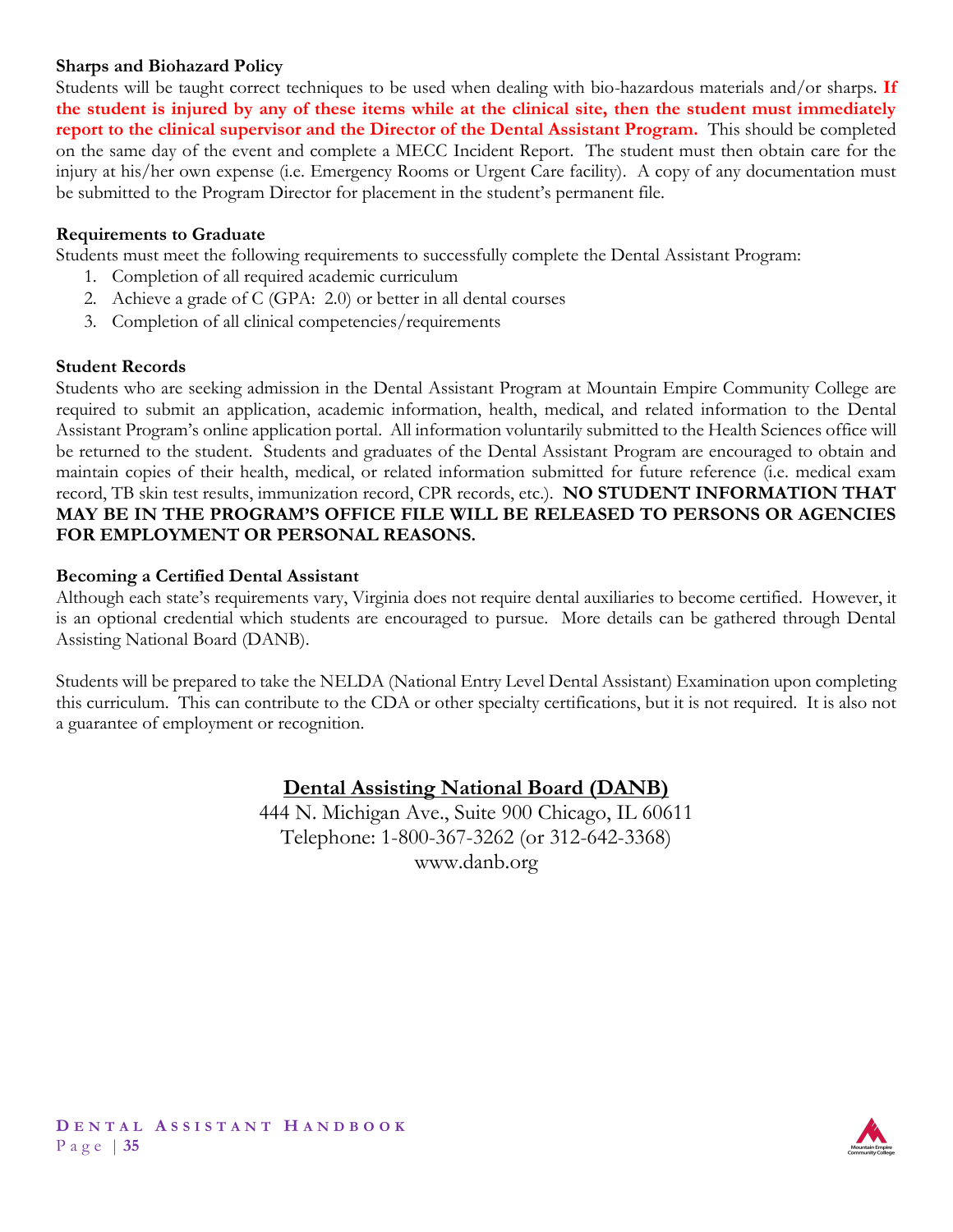### Sharps and Biohazard Policy

Students will be taught correct techniques to be used when dealing with bio-hazardous materials and/or sharps. **If the student is injured by any of these items while at the clinical site, then the student must immediately report to the clinical supervisor and the Director of the Dental Assistant Program.** This should be completed on the same day of the event and complete a MECC Incident Report. The student must then obtain care for the injury at his/her own expense (i.e. Emergency Rooms or Urgent Care facility). A copy of any documentation must be submitted to the Program Director for placement in the student's permanent file.

### Requirements to Graduate

Students must meet the following requirements to successfully complete the Dental Assistant Program:

1. Completion of all required academic curriculum
2. Achieve a grade of C (GPA: 2.0) or better in all dental courses
3. Completion of all clinical competencies/requirements

### Student Records

Students who are seeking admission in the Dental Assistant Program at Mountain Empire Community College are required to submit an application, academic information, health, medical, and related information to the Dental Assistant Program's online application portal. All information voluntarily submitted to the Health Sciences office will be returned to the student. Students and graduates of the Dental Assistant Program are encouraged to obtain and maintain copies of their health, medical, or related information submitted for future reference (i.e. medical exam record, TB skin test results, immunization record, CPR records, etc.). **NO STUDENT INFORMATION THAT MAY BE IN THE PROGRAM'S OFFICE FILE WILL BE RELEASED TO PERSONS OR AGENCIES FOR EMPLOYMENT OR PERSONAL REASONS.**

### Becoming a Certified Dental Assistant

Although each state's requirements vary, Virginia does not require dental auxiliaries to become certified. However, it is an optional credential which students are encouraged to pursue. More details can be gathered through Dental Assisting National Board (DANB).

Students will be prepared to take the NELDA (National Entry Level Dental Assistant) Examination upon completing this curriculum. This can contribute to the CDA or other specialty certifications, but it is not required. It is also not a guarantee of employment or recognition.

**Dental Assisting National Board (DANB)**
444 N. Michigan Ave., Suite 900 Chicago, IL 60611
Telephone: 1-800-367-3262 (or 312-642-3368)
www.danb.org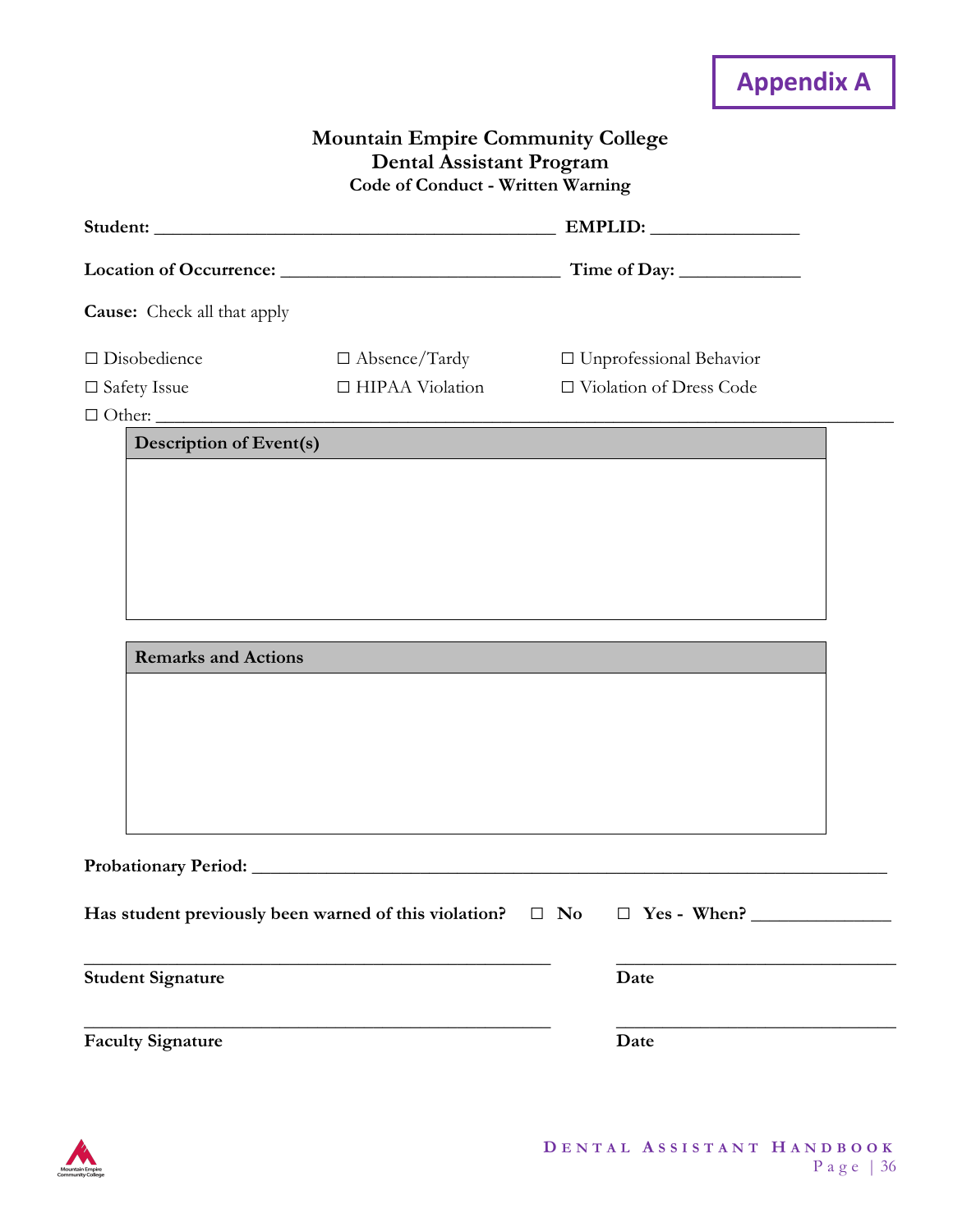**Appendix A**

# Mountain Empire Community College
## Dental Assistant Program
### Code of Conduct - Written Warning

**Student:** ____________________________________________ **EMPLID:** ________________

**Location of Occurrence:** ______________________________ **Time of Day:** _____________

**Cause:** Check all that apply

☐ Disobedience ☐ Absence/Tardy ☐ Unprofessional Behavior

☐ Safety Issue ☐ HIPAA Violation ☐ Violation of Dress Code

☐ Other: ___________________________________________________________________________

| Description of Event(s) |
|---|
| |

| Remarks and Actions |
|---|
| |

**Probationary Period:** _______________________________________________________________

**Has student previously been warned of this violation?** ☐ **No** ☐ **Yes - When?** _______________

__________________________________________________ ______________________________

**Student Signature** **Date**

__________________________________________________ ______________________________

**Faculty Signature** **Date**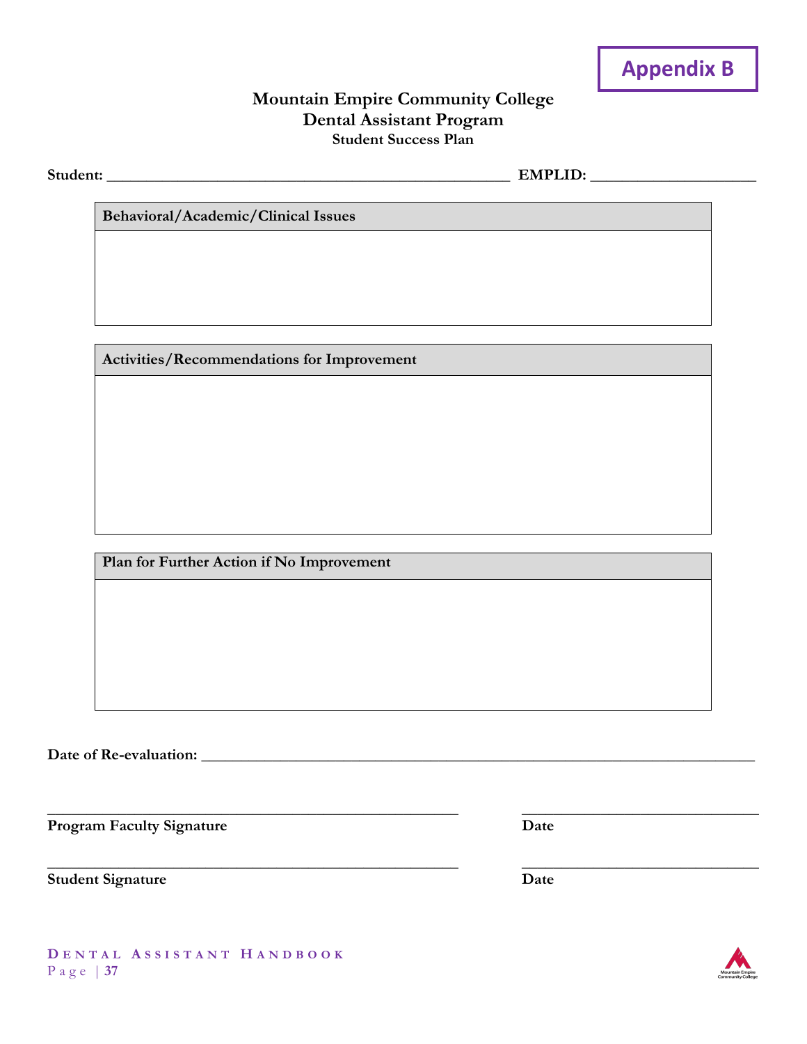**Appendix B**

# Mountain Empire Community College
## Dental Assistant Program
### Student Success Plan

**Student:** ____________________________________________________ **EMPLID:** _____________________

| **Behavioral/Academic/Clinical Issues** |
| --- |
| |

| **Activities/Recommendations for Improvement** |
| --- |
| |

| **Plan for Further Action if No Improvement** |
| --- |
| |

**Date of Re-evaluation:** ________________________________________________________________________

_____________________________________________________ _______________________________

**Program Faculty Signature** **Date**

_____________________________________________________ _______________________________

**Student Signature** **Date**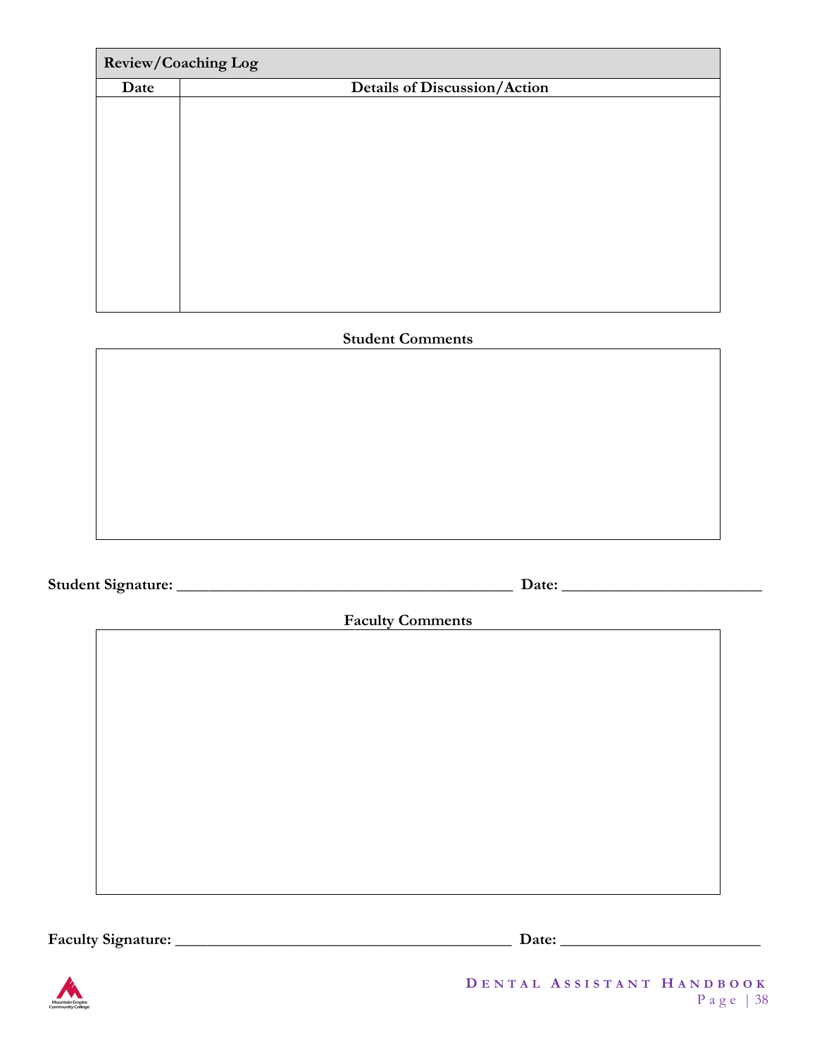| Review/Coaching Log | |
|---|---|
| **Date** | **Details of Discussion/Action** |
| | |

**Student Comments**

| |
|---|
| |

**Student Signature:** ___________________________________________ **Date:** ________________________

**Faculty Comments**

| |
|---|
| |

**Faculty Signature:** ___________________________________________ **Date:** ________________________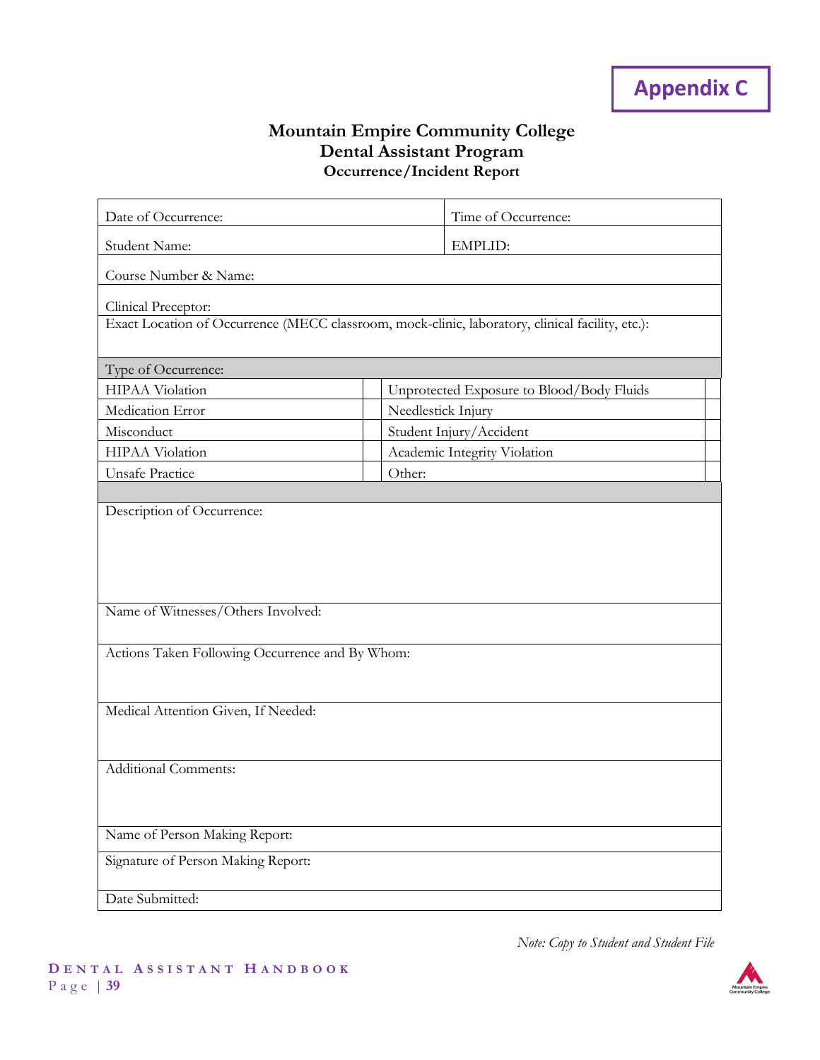**Appendix C**

# Mountain Empire Community College
## Dental Assistant Program
### Occurrence/Incident Report

| | | | |
|---|---|---|---|
| Date of Occurrence: | | Time of Occurrence: | |
| Student Name: | | EMPLID: | |
| Course Number & Name: | | | |
| Clinical Preceptor: | | | |
| Exact Location of Occurrence (MECC classroom, mock-clinic, laboratory, clinical facility, etc.): | | | |

| Type of Occurrence: | | | |
|---|---|---|---|
| HIPAA Violation | | Unprotected Exposure to Blood/Body Fluids | |
| Medication Error | | Needlestick Injury | |
| Misconduct | | Student Injury/Accident | |
| HIPAA Violation | | Academic Integrity Violation | |
| Unsafe Practice | | Other: | |

| |
|---|
| Description of Occurrence: |
| Name of Witnesses/Others Involved: |
| Actions Taken Following Occurrence and By Whom: |
| Medical Attention Given, If Needed: |
| Additional Comments: |
| Name of Person Making Report: |
| Signature of Person Making Report: |
| Date Submitted: |

*Note: Copy to Student and Student File*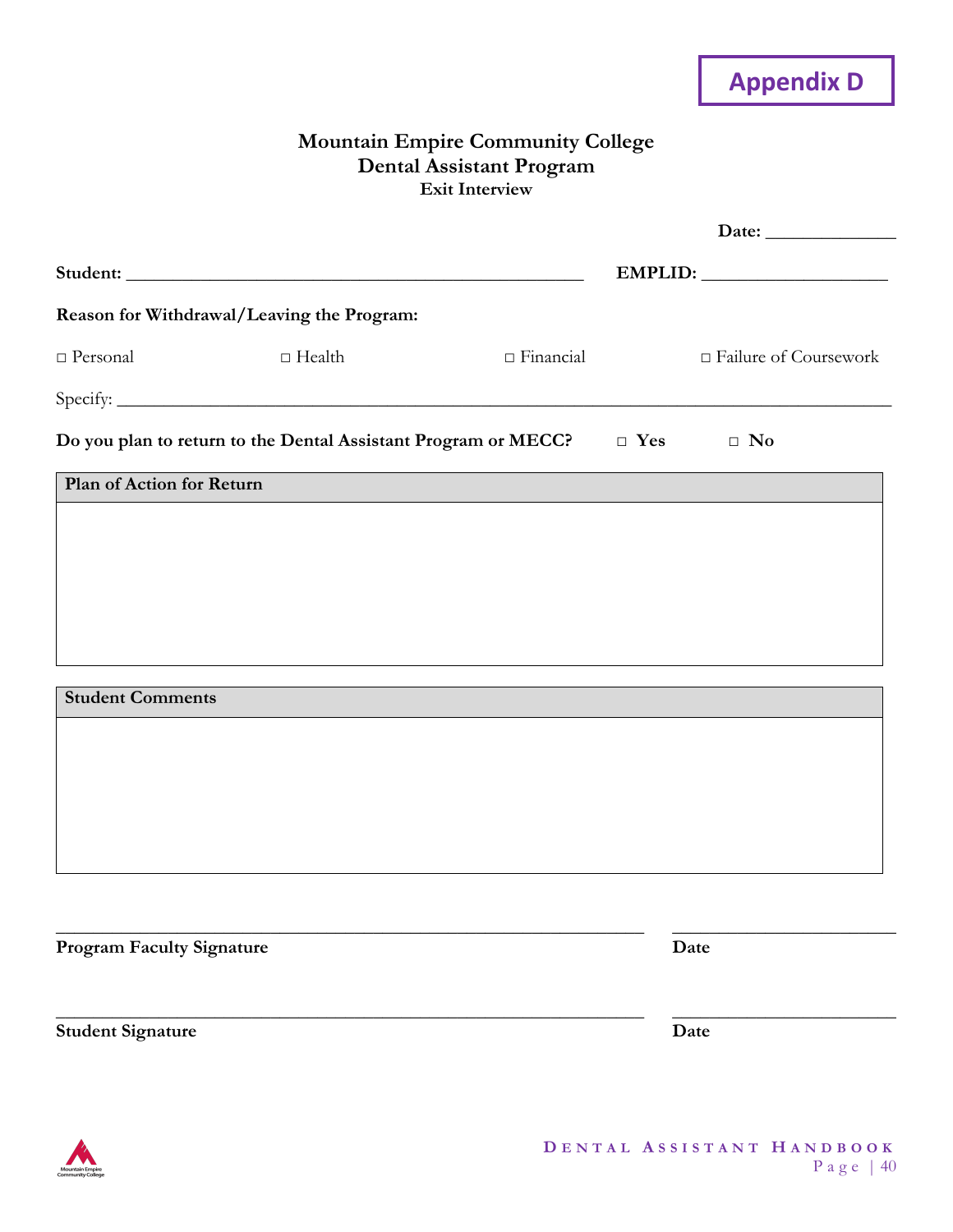**Appendix D**

# Mountain Empire Community College
## Dental Assistant Program
### Exit Interview

**Date:** ______________

**Student:** ___________________________________________________ **EMPLID:** ____________________

**Reason for Withdrawal/Leaving the Program:**

□ Personal □ Health □ Financial □ Failure of Coursework

Specify: ____________________________________________________________________________________

**Do you plan to return to the Dental Assistant Program or MECC?** □ **Yes** □ **No**

| **Plan of Action for Return** |
|---|
| |

| **Student Comments** |
|---|
| |

_______________________________________________________________ ________________________

**Program Faculty Signature** **Date**

_______________________________________________________________ ________________________

**Student Signature** **Date**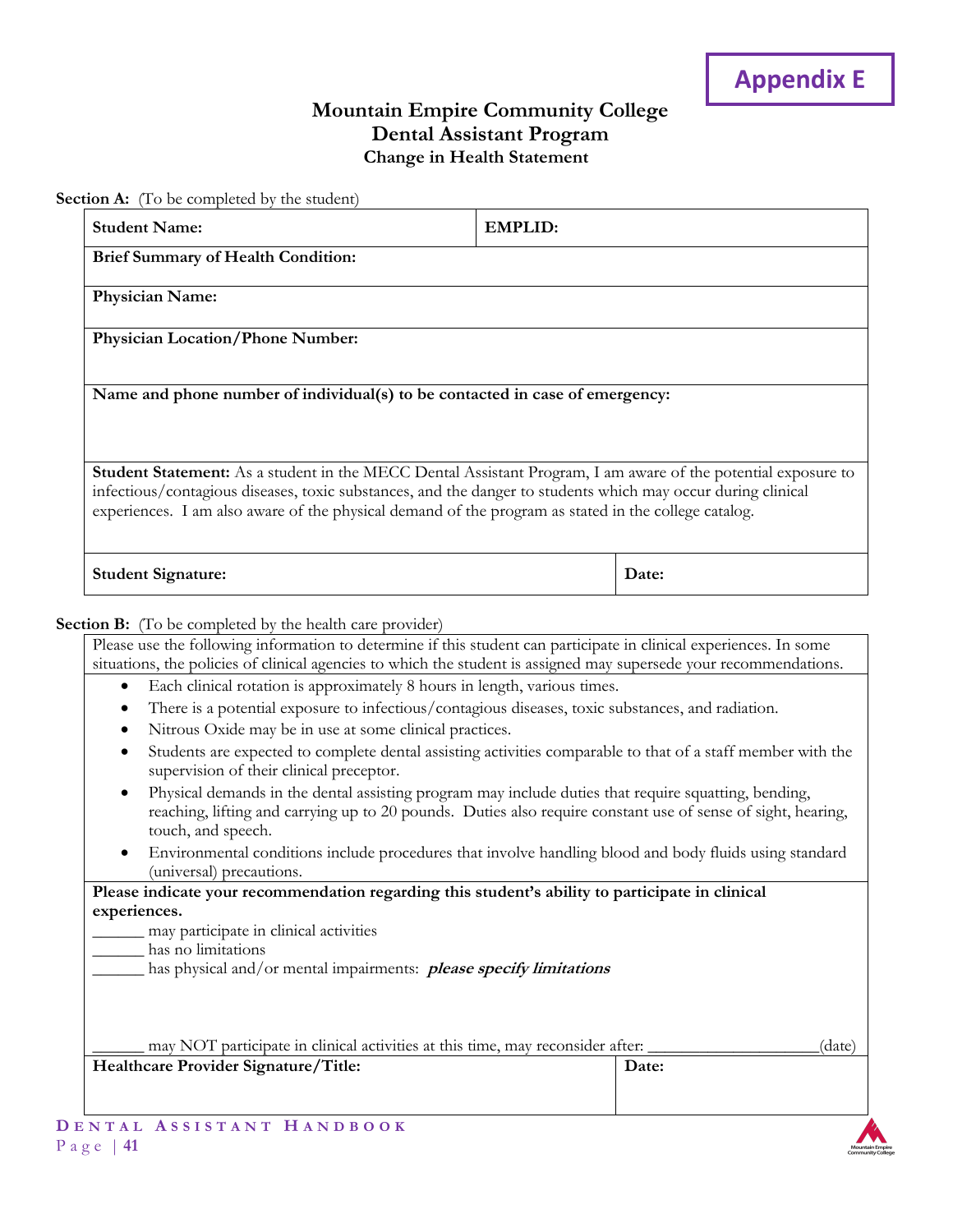**Appendix E**

# Mountain Empire Community College
## Dental Assistant Program
### Change in Health Statement

**Section A:** (To be completed by the student)

| **Student Name:** | **EMPLID:** |
|---|---|
| **Brief Summary of Health Condition:** | |
| **Physician Name:** | |
| **Physician Location/Phone Number:** | |
| **Name and phone number of individual(s) to be contacted in case of emergency:** | |
| **Student Statement:** As a student in the MECC Dental Assistant Program, I am aware of the potential exposure to infectious/contagious diseases, toxic substances, and the danger to students which may occur during clinical experiences. I am also aware of the physical demand of the program as stated in the college catalog. | |
| **Student Signature:** | **Date:** |

**Section B:** (To be completed by the health care provider)

Please use the following information to determine if this student can participate in clinical experiences. In some situations, the policies of clinical agencies to which the student is assigned may supersede your recommendations.

- Each clinical rotation is approximately 8 hours in length, various times.
- There is a potential exposure to infectious/contagious diseases, toxic substances, and radiation.
- Nitrous Oxide may be in use at some clinical practices.
- Students are expected to complete dental assisting activities comparable to that of a staff member with the supervision of their clinical preceptor.
- Physical demands in the dental assisting program may include duties that require squatting, bending, reaching, lifting and carrying up to 20 pounds. Duties also require constant use of sense of sight, hearing, touch, and speech.
- Environmental conditions include procedures that involve handling blood and body fluids using standard (universal) precautions.

**Please indicate your recommendation regarding this student's ability to participate in clinical experiences.**

______ may participate in clinical activities
______ has no limitations
______ has physical and/or mental impairments: ***please specify limitations***

______ may NOT participate in clinical activities at this time, may reconsider after: ___________________(date)

| **Healthcare Provider Signature/Title:** | **Date:** |
|---|---|
| | |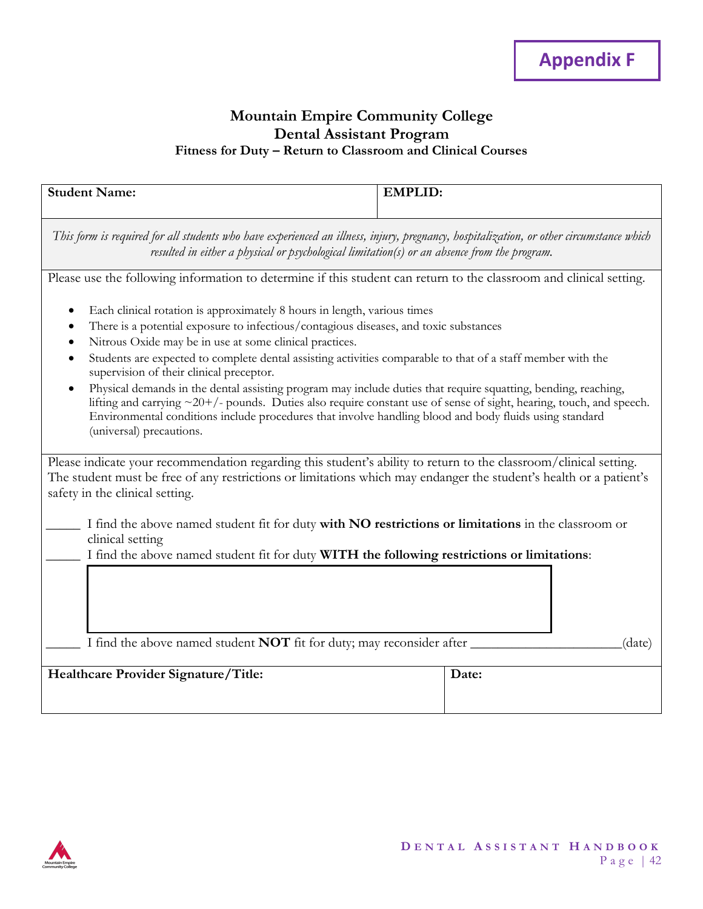**Appendix F**

# Mountain Empire Community College
## Dental Assistant Program
### Fitness for Duty – Return to Classroom and Clinical Courses

| **Student Name:** | **EMPLID:** |
|---|---|

*This form is required for all students who have experienced an illness, injury, pregnancy, hospitalization, or other circumstance which resulted in either a physical or psychological limitation(s) or an absence from the program.*

Please use the following information to determine if this student can return to the classroom and clinical setting.

- Each clinical rotation is approximately 8 hours in length, various times
- There is a potential exposure to infectious/contagious diseases, and toxic substances
- Nitrous Oxide may be in use at some clinical practices.
- Students are expected to complete dental assisting activities comparable to that of a staff member with the supervision of their clinical preceptor.
- Physical demands in the dental assisting program may include duties that require squatting, bending, reaching, lifting and carrying ~20+/- pounds. Duties also require constant use of sense of sight, hearing, touch, and speech. Environmental conditions include procedures that involve handling blood and body fluids using standard (universal) precautions.

Please indicate your recommendation regarding this student's ability to return to the classroom/clinical setting. The student must be free of any restrictions or limitations which may endanger the student's health or a patient's safety in the clinical setting.

_____ I find the above named student fit for duty **with NO restrictions or limitations** in the classroom or clinical setting

_____ I find the above named student fit for duty **WITH the following restrictions or limitations**:

_____ I find the above named student **NOT** fit for duty; may reconsider after ______________________(date)

| **Healthcare Provider Signature/Title:** | **Date:** |
|---|---|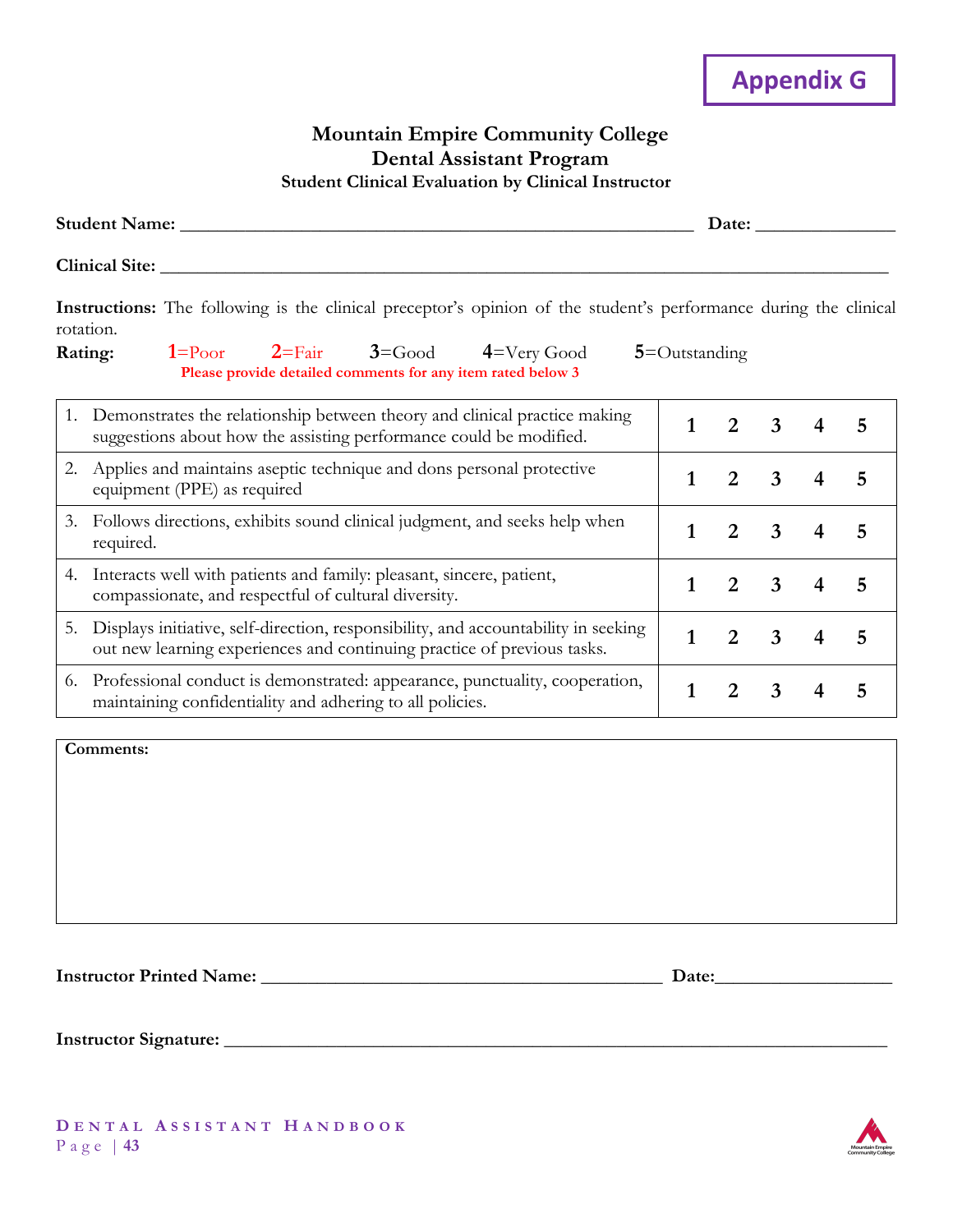**Appendix G**

# Mountain Empire Community College
## Dental Assistant Program
### Student Clinical Evaluation by Clinical Instructor

**Student Name:** _______________________________________________ **Date:** ____________

**Clinical Site:** ___________________________________________________________________

**Instructions:** The following is the clinical preceptor's opinion of the student's performance during the clinical rotation.

**Rating:** 1=Poor 2=Fair 3=Good 4=Very Good 5=Outstanding

**Please provide detailed comments for any item rated below 3**

| Item | | | | | |
|---|---|---|---|---|---|
| 1. Demonstrates the relationship between theory and clinical practice making suggestions about how the assisting performance could be modified. | 1 | 2 | 3 | 4 | 5 |
| 2. Applies and maintains aseptic technique and dons personal protective equipment (PPE) as required | 1 | 2 | 3 | 4 | 5 |
| 3. Follows directions, exhibits sound clinical judgment, and seeks help when required. | 1 | 2 | 3 | 4 | 5 |
| 4. Interacts well with patients and family: pleasant, sincere, patient, compassionate, and respectful of cultural diversity. | 1 | 2 | 3 | 4 | 5 |
| 5. Displays initiative, self-direction, responsibility, and accountability in seeking out new learning experiences and continuing practice of previous tasks. | 1 | 2 | 3 | 4 | 5 |
| 6. Professional conduct is demonstrated: appearance, punctuality, cooperation, maintaining confidentiality and adhering to all policies. | 1 | 2 | 3 | 4 | 5 |

**Comments:**

**Instructor Printed Name:** _____________________________________ **Date:**_______________

**Instructor Signature:** __________________________________________________________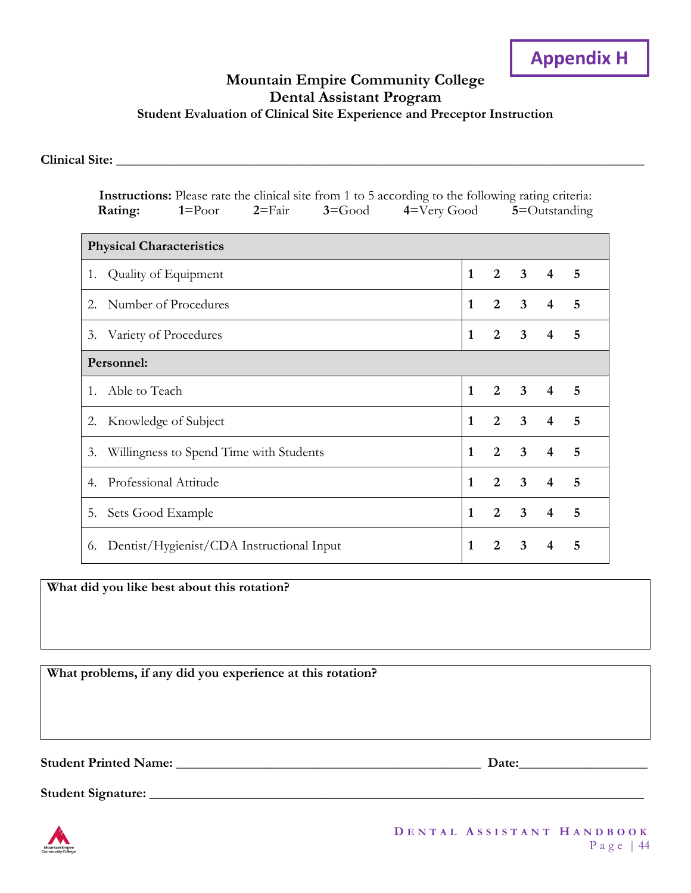**Appendix H**

# Mountain Empire Community College
## Dental Assistant Program
### Student Evaluation of Clinical Site Experience and Preceptor Instruction

**Clinical Site:** ______________________________________________________________________________

**Instructions:** Please rate the clinical site from 1 to 5 according to the following rating criteria:
**Rating:** **1**=Poor **2**=Fair **3**=Good **4**=Very Good **5**=Outstanding

| **Physical Characteristics** | |
|---|---|
| 1. Quality of Equipment | **1 2 3 4 5** |
| 2. Number of Procedures | **1 2 3 4 5** |
| 3. Variety of Procedures | **1 2 3 4 5** |
| **Personnel:** | |
| 1. Able to Teach | **1 2 3 4 5** |
| 2. Knowledge of Subject | **1 2 3 4 5** |
| 3. Willingness to Spend Time with Students | **1 2 3 4 5** |
| 4. Professional Attitude | **1 2 3 4 5** |
| 5. Sets Good Example | **1 2 3 4 5** |
| 6. Dentist/Hygienist/CDA Instructional Input | **1 2 3 4 5** |

**What did you like best about this rotation?**

**What problems, if any did you experience at this rotation?**

**Student Printed Name:** ______________________________________________ **Date:**___________________

**Student Signature:** ___________________________________________________________________________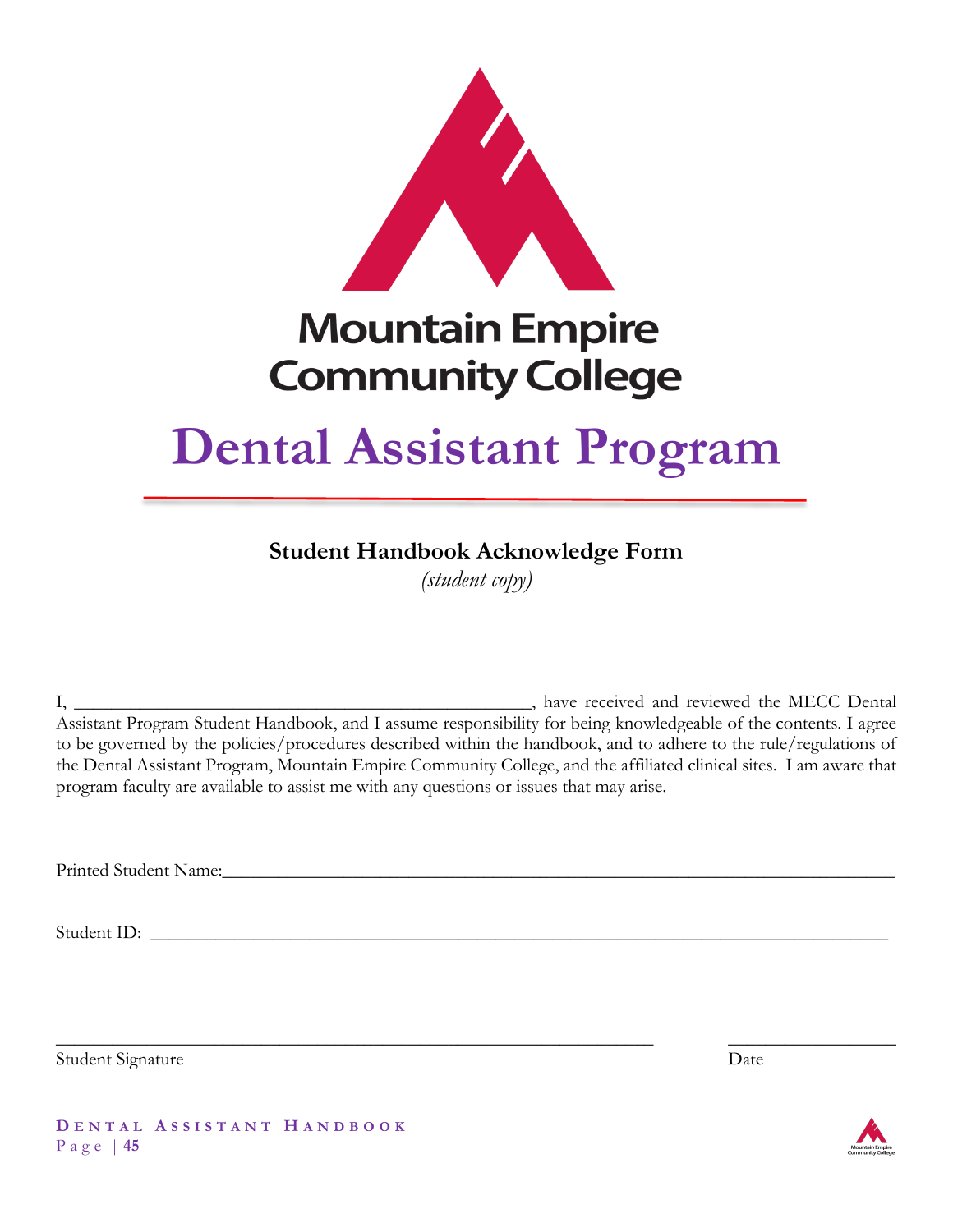Mountain Empire Community College

# Dental Assistant Program

## Student Handbook Acknowledge Form

*(student copy)*

I, ________________________________________________, have received and reviewed the MECC Dental Assistant Program Student Handbook, and I assume responsibility for being knowledgeable of the contents. I agree to be governed by the policies/procedures described within the handbook, and to adhere to the rule/regulations of the Dental Assistant Program, Mountain Empire Community College, and the affiliated clinical sites. I am aware that program faculty are available to assist me with any questions or issues that may arise.

Printed Student Name:_______________________________________________________________________

Student ID: _______________________________________________________________________________

_______________________________________________________________ _________________

Student Signature Date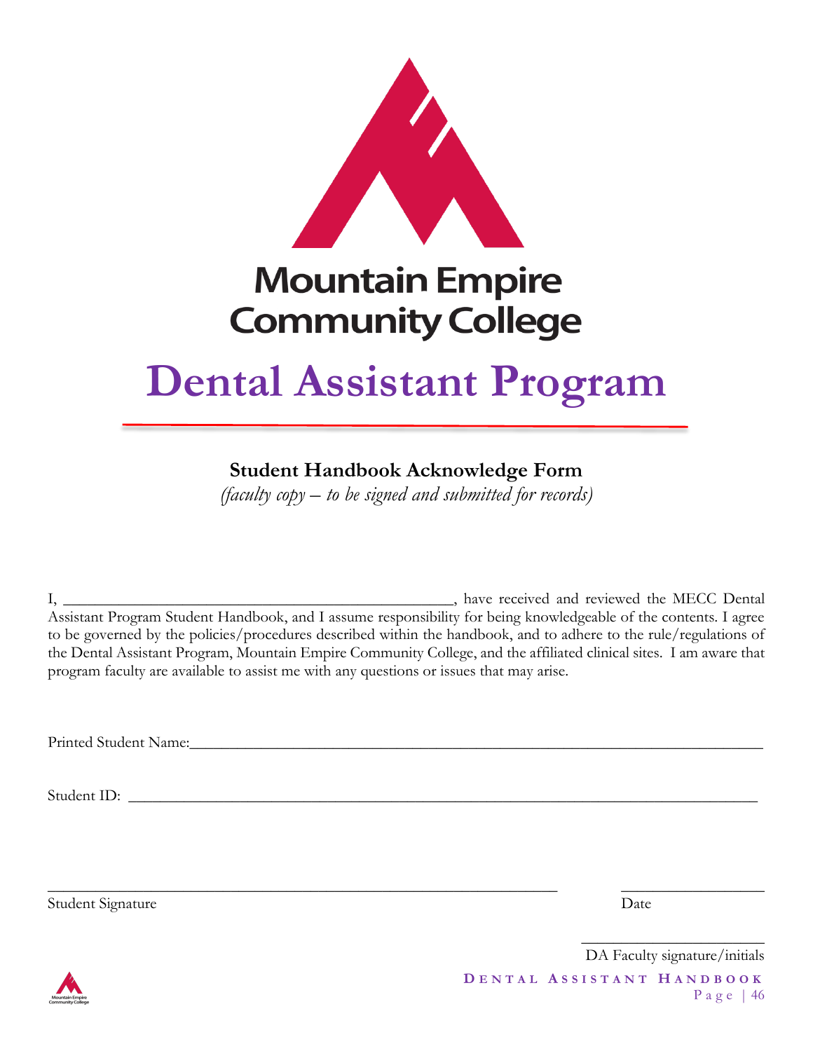Mountain Empire Community College

# Dental Assistant Program

## Student Handbook Acknowledge Form

*(faculty copy – to be signed and submitted for records)*

I, ______________________________________________, have received and reviewed the MECC Dental Assistant Program Student Handbook, and I assume responsibility for being knowledgeable of the contents. I agree to be governed by the policies/procedures described within the handbook, and to adhere to the rule/regulations of the Dental Assistant Program, Mountain Empire Community College, and the affiliated clinical sites. I am aware that program faculty are available to assist me with any questions or issues that may arise.

Printed Student Name:______________________________________________________________

Student ID: ______________________________________________________________

______________________________________________________ ________________

Student Signature Date

______________________

DA Faculty signature/initials